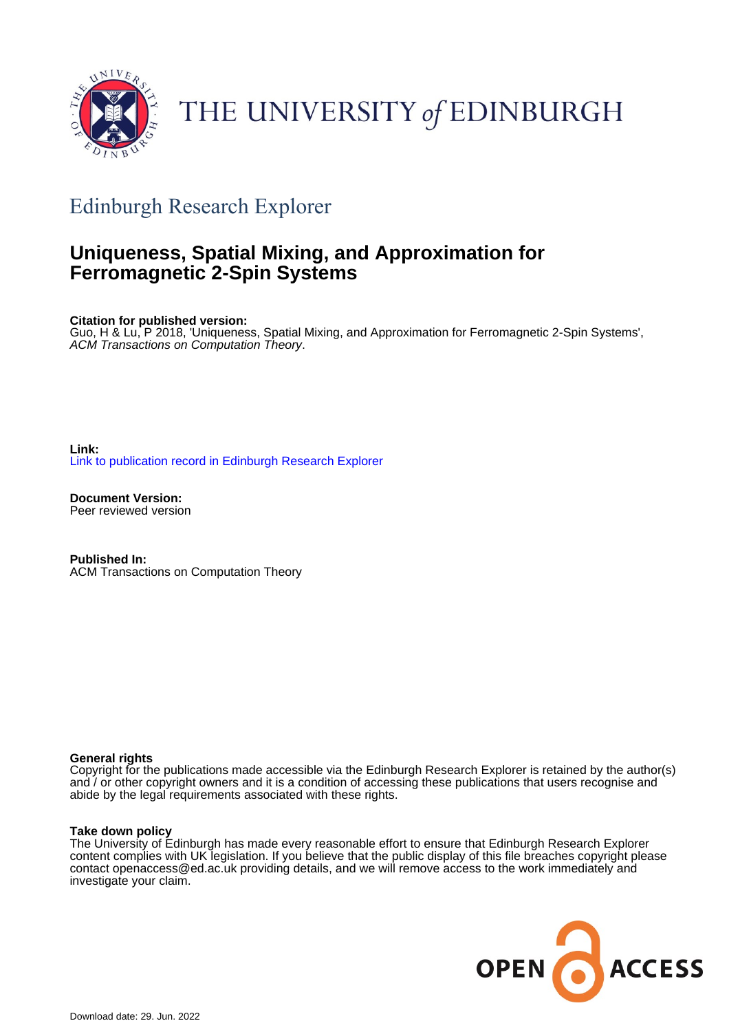THE UNIVERSITY of EDINBURGH

## Edinburgh Research Explorer

# Uniqueness, Spatial Mixing, and Approximation for Ferromagnetic 2-Spin Systems

**Citation for published version:**
Guo, H & Lu, P 2018, 'Uniqueness, Spatial Mixing, and Approximation for Ferromagnetic 2-Spin Systems', *ACM Transactions on Computation Theory*.

**Link:**
Link to publication record in Edinburgh Research Explorer

**Document Version:**
Peer reviewed version

**Published In:**
ACM Transactions on Computation Theory

**General rights**
Copyright for the publications made accessible via the Edinburgh Research Explorer is retained by the author(s) and / or other copyright owners and it is a condition of accessing these publications that users recognise and abide by the legal requirements associated with these rights.

**Take down policy**
The University of Edinburgh has made every reasonable effort to ensure that Edinburgh Research Explorer content complies with UK legislation. If you believe that the public display of this file breaches copyright please contact openaccess@ed.ac.uk providing details, and we will remove access to the work immediately and investigate your claim.

Download date: 29. Jun. 2022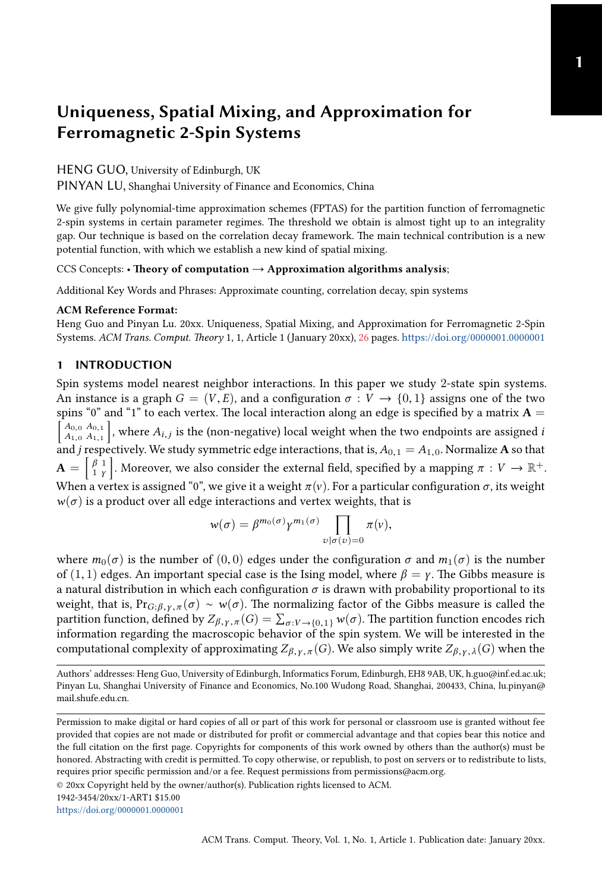# Uniqueness, Spatial Mixing, and Approximation for Ferromagnetic 2-Spin Systems

HENG GUO, University of Edinburgh, UK

PINYAN LU, Shanghai University of Finance and Economics, China

We give fully polynomial-time approximation schemes (FPTAS) for the partition function of ferromagnetic 2-spin systems in certain parameter regimes. The threshold we obtain is almost tight up to an integrality gap. Our technique is based on the correlation decay framework. The main technical contribution is a new potential function, with which we establish a new kind of spatial mixing.

CCS Concepts: • **Theory of computation → Approximation algorithms analysis**;

Additional Key Words and Phrases: Approximate counting, correlation decay, spin systems

**ACM Reference Format:**
Heng Guo and Pinyan Lu. 20xx. Uniqueness, Spatial Mixing, and Approximation for Ferromagnetic 2-Spin Systems. *ACM Trans. Comput. Theory* 1, 1, Article 1 (January 20xx), 26 pages. https://doi.org/0000001.0000001

## 1 INTRODUCTION

Spin systems model nearest neighbor interactions. In this paper we study 2-state spin systems. An instance is a graph $G = (V, E)$, and a configuration $\sigma : V \to \{0, 1\}$ assigns one of the two spins "0" and "1" to each vertex. The local interaction along an edge is specified by a matrix $\mathbf{A} = \begin{bmatrix} A_{0,0} & A_{0,1} \\ A_{1,0} & A_{1,1} \end{bmatrix}$, where $A_{i,j}$ is the (non-negative) local weight when the two endpoints are assigned $i$ and $j$ respectively. We study symmetric edge interactions, that is, $A_{0,1} = A_{1,0}$. Normalize $\mathbf{A}$ so that $\mathbf{A} = \begin{bmatrix} \beta & 1 \\ 1 & \gamma \end{bmatrix}$. Moreover, we also consider the external field, specified by a mapping $\pi : V \to \mathbb{R}^+$. When a vertex is assigned "0", we give it a weight $\pi(v)$. For a particular configuration $\sigma$, its weight $w(\sigma)$ is a product over all edge interactions and vertex weights, that is

$$w(\sigma) = \beta^{m_0(\sigma)} \gamma^{m_1(\sigma)} \prod_{v | \sigma(v) = 0} \pi(v),$$

where $m_0(\sigma)$ is the number of $(0, 0)$ edges under the configuration $\sigma$ and $m_1(\sigma)$ is the number of $(1, 1)$ edges. An important special case is the Ising model, where $\beta = \gamma$. The Gibbs measure is a natural distribution in which each configuration $\sigma$ is drawn with probability proportional to its weight, that is, $\Pr_{G;\beta,\gamma,\pi}(\sigma) \sim w(\sigma)$. The normalizing factor of the Gibbs measure is called the partition function, defined by $Z_{\beta,\gamma,\pi}(G) = \sum_{\sigma: V \to \{0,1\}} w(\sigma)$. The partition function encodes rich information regarding the macroscopic behavior of the spin system. We will be interested in the computational complexity of approximating $Z_{\beta,\gamma,\pi}(G)$. We also simply write $Z_{\beta,\gamma,\lambda}(G)$ when the

Authors' addresses: Heng Guo, University of Edinburgh, Informatics Forum, Edinburgh, EH8 9AB, UK, h.guo@inf.ed.ac.uk; Pinyan Lu, Shanghai University of Finance and Economics, No.100 Wudong Road, Shanghai, 200433, China, lu.pinyan@mail.shufe.edu.cn.

Permission to make digital or hard copies of all or part of this work for personal or classroom use is granted without fee provided that copies are not made or distributed for profit or commercial advantage and that copies bear this notice and the full citation on the first page. Copyrights for components of this work owned by others than the author(s) must be honored. Abstracting with credit is permitted. To copy otherwise, or republish, to post on servers or to redistribute to lists, requires prior specific permission and/or a fee. Request permissions from permissions@acm.org.

© 20xx Copyright held by the owner/author(s). Publication rights licensed to ACM.
1942-3454/20xx/1-ART1 $15.00
https://doi.org/0000001.0000001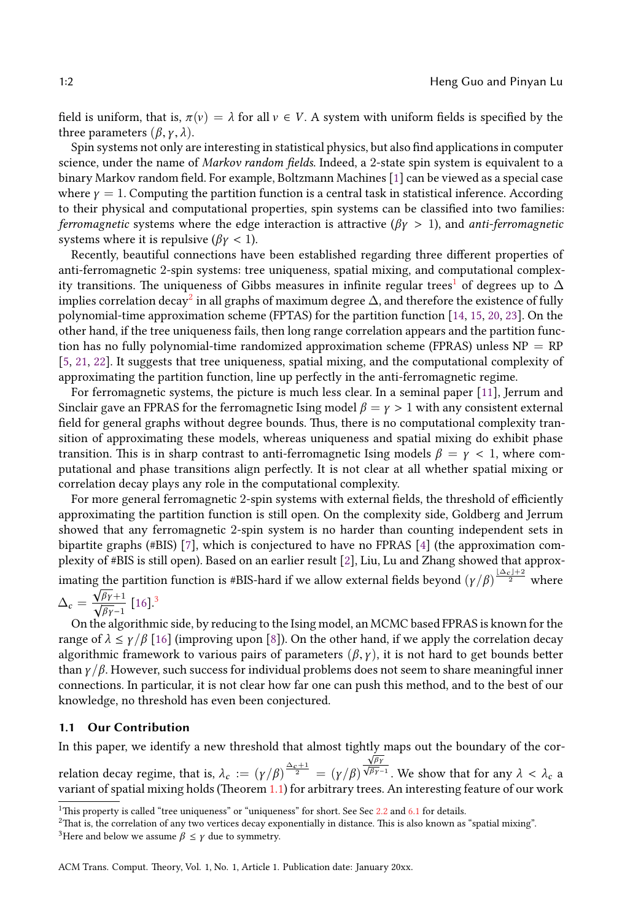field is uniform, that is, $\pi(v) = \lambda$ for all $v \in V$. A system with uniform fields is specified by the three parameters $(\beta, \gamma, \lambda)$.

Spin systems not only are interesting in statistical physics, but also find applications in computer science, under the name of *Markov random fields*. Indeed, a 2-state spin system is equivalent to a binary Markov random field. For example, Boltzmann Machines [1] can be viewed as a special case where $\gamma = 1$. Computing the partition function is a central task in statistical inference. According to their physical and computational properties, spin systems can be classified into two families: *ferromagnetic* systems where the edge interaction is attractive ($\beta\gamma > 1$), and *anti-ferromagnetic* systems where it is repulsive ($\beta\gamma < 1$).

Recently, beautiful connections have been established regarding three different properties of anti-ferromagnetic 2-spin systems: tree uniqueness, spatial mixing, and computational complexity transitions. The uniqueness of Gibbs measures in infinite regular trees[1] of degrees up to $\Delta$ implies correlation decay[2] in all graphs of maximum degree $\Delta$, and therefore the existence of fully polynomial-time approximation scheme (FPTAS) for the partition function [14, 15, 20, 23]. On the other hand, if the tree uniqueness fails, then long range correlation appears and the partition function has no fully polynomial-time randomized approximation scheme (FPRAS) unless NP = RP [5, 21, 22]. It suggests that tree uniqueness, spatial mixing, and the computational complexity of approximating the partition function, line up perfectly in the anti-ferromagnetic regime.

For ferromagnetic systems, the picture is much less clear. In a seminal paper [11], Jerrum and Sinclair gave an FPRAS for the ferromagnetic Ising model $\beta = \gamma > 1$ with any consistent external field for general graphs without degree bounds. Thus, there is no computational complexity transition of approximating these models, whereas uniqueness and spatial mixing do exhibit phase transition. This is in sharp contrast to anti-ferromagnetic Ising models $\beta = \gamma < 1$, where computational and phase transitions align perfectly. It is not clear at all whether spatial mixing or correlation decay plays any role in the computational complexity.

For more general ferromagnetic 2-spin systems with external fields, the threshold of efficiently approximating the partition function is still open. On the complexity side, Goldberg and Jerrum showed that any ferromagnetic 2-spin system is no harder than counting independent sets in bipartite graphs (#BIS) [7], which is conjectured to have no FPRAS [4] (the approximation complexity of #BIS is still open). Based on an earlier result [2], Liu, Lu and Zhang showed that approximating the partition function is #BIS-hard if we allow external fields beyond $(\gamma/\beta)^{\frac{\lfloor\Delta_c\rfloor+2}{2}}$ where $\Delta_c = \frac{\sqrt{\beta\gamma}+1}{\sqrt{\beta\gamma}-1}$ [16].[3]

On the algorithmic side, by reducing to the Ising model, an MCMC based FPRAS is known for the range of $\lambda \le \gamma/\beta$ [16] (improving upon [8]). On the other hand, if we apply the correlation decay algorithmic framework to various pairs of parameters $(\beta, \gamma)$, it is not hard to get bounds better than $\gamma/\beta$. However, such success for individual problems does not seem to share meaningful inner connections. In particular, it is not clear how far one can push this method, and to the best of our knowledge, no threshold has even been conjectured.

### 1.1 Our Contribution

In this paper, we identify a new threshold that almost tightly maps out the boundary of the correlation decay regime, that is, $\lambda_c := (\gamma/\beta)^{\frac{\Delta_c+1}{2}} = (\gamma/\beta)^{\frac{\sqrt{\beta\gamma}}{\sqrt{\beta\gamma}-1}}$. We show that for any $\lambda < \lambda_c$ a variant of spatial mixing holds (Theorem 1.1) for arbitrary trees. An interesting feature of our work

[1] This property is called "tree uniqueness" or "uniqueness" for short. See Sec 2.2 and 6.1 for details.

[2] That is, the correlation of any two vertices decay exponentially in distance. This is also known as "spatial mixing".

[3] Here and below we assume $\beta \le \gamma$ due to symmetry.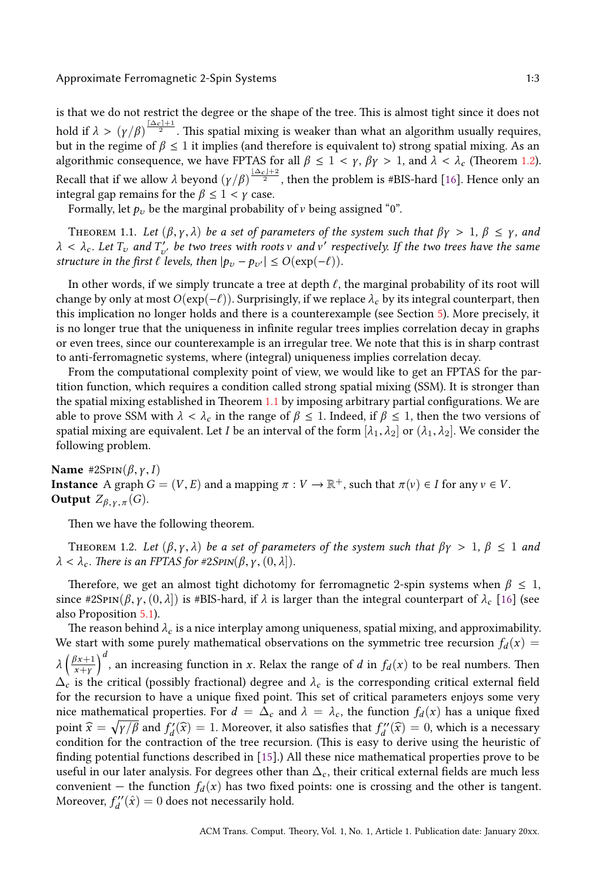is that we do not restrict the degree or the shape of the tree. This is almost tight since it does not hold if $\lambda > (\gamma/\beta)^{\frac{\lceil \Delta_c \rceil + 1}{2}}$. This spatial mixing is weaker than what an algorithm usually requires, but in the regime of $\beta \le 1$ it implies (and therefore is equivalent to) strong spatial mixing. As an algorithmic consequence, we have FPTAS for all $\beta \le 1 < \gamma$, $\beta\gamma > 1$, and $\lambda < \lambda_c$ (Theorem 1.2). Recall that if we allow $\lambda$ beyond $(\gamma/\beta)^{\frac{\lfloor \Delta_c \rfloor + 2}{2}}$, then the problem is #BIS-hard [16]. Hence only an integral gap remains for the $\beta \le 1 < \gamma$ case.

Formally, let $p_v$ be the marginal probability of $v$ being assigned "0".

Theorem 1.1. *Let $(\beta, \gamma, \lambda)$ be a set of parameters of the system such that $\beta\gamma > 1$, $\beta \le \gamma$, and $\lambda < \lambda_c$. Let $T_v$ and $T'_{v'}$ be two trees with roots $v$ and $v'$ respectively. If the two trees have the same structure in the first $\ell$ levels, then $|p_v - p_{v'}| \le O(\exp(-\ell))$.*

In other words, if we simply truncate a tree at depth $\ell$, the marginal probability of its root will change by only at most $O(\exp(-\ell))$. Surprisingly, if we replace $\lambda_c$ by its integral counterpart, then this implication no longer holds and there is a counterexample (see Section 5). More precisely, it is no longer true that the uniqueness in infinite regular trees implies correlation decay in graphs or even trees, since our counterexample is an irregular tree. We note that this is in sharp contrast to anti-ferromagnetic systems, where (integral) uniqueness implies correlation decay.

From the computational complexity point of view, we would like to get an FPTAS for the partition function, which requires a condition called strong spatial mixing (SSM). It is stronger than the spatial mixing established in Theorem 1.1 by imposing arbitrary partial configurations. We are able to prove SSM with $\lambda < \lambda_c$ in the range of $\beta \le 1$. Indeed, if $\beta \le 1$, then the two versions of spatial mixing are equivalent. Let $I$ be an interval of the form $[\lambda_1, \lambda_2]$ or $(\lambda_1, \lambda_2]$. We consider the following problem.

**Name** #2Spin$(\beta, \gamma, I)$
**Instance** A graph $G = (V, E)$ and a mapping $\pi : V \to \mathbb{R}^+$, such that $\pi(v) \in I$ for any $v \in V$.
**Output** $Z_{\beta,\gamma,\pi}(G)$.

Then we have the following theorem.

Theorem 1.2. *Let $(\beta, \gamma, \lambda)$ be a set of parameters of the system such that $\beta\gamma > 1$, $\beta \le 1$ and $\lambda < \lambda_c$. There is an FPTAS for #2Spin$(\beta, \gamma, (0, \lambda])$.*

Therefore, we get an almost tight dichotomy for ferromagnetic 2-spin systems when $\beta \le 1$, since #2Spin$(\beta, \gamma, (0, \lambda])$ is #BIS-hard, if $\lambda$ is larger than the integral counterpart of $\lambda_c$ [16] (see also Proposition 5.1).

The reason behind $\lambda_c$ is a nice interplay among uniqueness, spatial mixing, and approximability. We start with some purely mathematical observations on the symmetric tree recursion $f_d(x) = \lambda \left( \frac{\beta x + 1}{x + \gamma} \right)^d$, an increasing function in $x$. Relax the range of $d$ in $f_d(x)$ to be real numbers. Then $\Delta_c$ is the critical (possibly fractional) degree and $\lambda_c$ is the corresponding critical external field for the recursion to have a unique fixed point. This set of critical parameters enjoys some very nice mathematical properties. For $d = \Delta_c$ and $\lambda = \lambda_c$, the function $f_d(x)$ has a unique fixed point $\widehat{x} = \sqrt{\gamma/\beta}$ and $f'_d(\widehat{x}) = 1$. Moreover, it also satisfies that $f''_d(\widehat{x}) = 0$, which is a necessary condition for the contraction of the tree recursion. (This is easy to derive using the heuristic of finding potential functions described in [15].) All these nice mathematical properties prove to be useful in our later analysis. For degrees other than $\Delta_c$, their critical external fields are much less convenient — the function $f_d(x)$ has two fixed points: one is crossing and the other is tangent. Moreover, $f''_d(\hat{x}) = 0$ does not necessarily hold.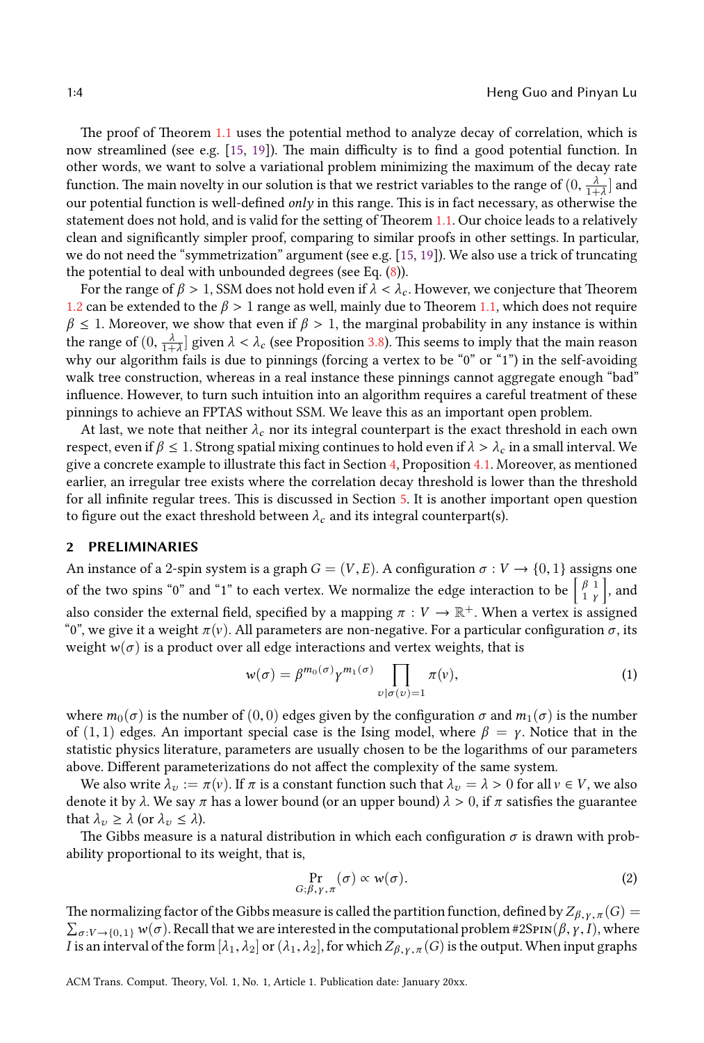The proof of Theorem 1.1 uses the potential method to analyze decay of correlation, which is now streamlined (see e.g. [15, 19]). The main difficulty is to find a good potential function. In other words, we want to solve a variational problem minimizing the maximum of the decay rate function. The main novelty in our solution is that we restrict variables to the range of $(0, \frac{\lambda}{1+\lambda}]$ and our potential function is well-defined *only* in this range. This is in fact necessary, as otherwise the statement does not hold, and is valid for the setting of Theorem 1.1. Our choice leads to a relatively clean and significantly simpler proof, comparing to similar proofs in other settings. In particular, we do not need the "symmetrization" argument (see e.g. [15, 19]). We also use a trick of truncating the potential to deal with unbounded degrees (see Eq. (8)).

For the range of $\beta > 1$, SSM does not hold even if $\lambda < \lambda_c$. However, we conjecture that Theorem 1.2 can be extended to the $\beta > 1$ range as well, mainly due to Theorem 1.1, which does not require $\beta \leq 1$. Moreover, we show that even if $\beta > 1$, the marginal probability in any instance is within the range of $(0, \frac{\lambda}{1+\lambda}]$ given $\lambda < \lambda_c$ (see Proposition 3.8). This seems to imply that the main reason why our algorithm fails is due to pinnings (forcing a vertex to be "0" or "1") in the self-avoiding walk tree construction, whereas in a real instance these pinnings cannot aggregate enough "bad" influence. However, to turn such intuition into an algorithm requires a careful treatment of these pinnings to achieve an FPTAS without SSM. We leave this as an important open problem.

At last, we note that neither $\lambda_c$ nor its integral counterpart is the exact threshold in each own respect, even if $\beta \leq 1$. Strong spatial mixing continues to hold even if $\lambda > \lambda_c$ in a small interval. We give a concrete example to illustrate this fact in Section 4, Proposition 4.1. Moreover, as mentioned earlier, an irregular tree exists where the correlation decay threshold is lower than the threshold for all infinite regular trees. This is discussed in Section 5. It is another important open question to figure out the exact threshold between $\lambda_c$ and its integral counterpart(s).

## 2 PRELIMINARIES

An instance of a 2-spin system is a graph $G = (V, E)$. A configuration $\sigma : V \to \{0, 1\}$ assigns one of the two spins "0" and "1" to each vertex. We normalize the edge interaction to be $\begin{bmatrix} \beta & 1 \\ 1 & \gamma \end{bmatrix}$, and also consider the external field, specified by a mapping $\pi : V \to \mathbb{R}^+$. When a vertex is assigned "0", we give it a weight $\pi(v)$. All parameters are non-negative. For a particular configuration $\sigma$, its weight $w(\sigma)$ is a product over all edge interactions and vertex weights, that is

$$w(\sigma) = \beta^{m_0(\sigma)} \gamma^{m_1(\sigma)} \prod_{v | \sigma(v)=1} \pi(v), \tag{1}$$

where $m_0(\sigma)$ is the number of $(0, 0)$ edges given by the configuration $\sigma$ and $m_1(\sigma)$ is the number of $(1, 1)$ edges. An important special case is the Ising model, where $\beta = \gamma$. Notice that in the statistic physics literature, parameters are usually chosen to be the logarithms of our parameters above. Different parameterizations do not affect the complexity of the same system.

We also write $\lambda_v := \pi(v)$. If $\pi$ is a constant function such that $\lambda_v = \lambda > 0$ for all $v \in V$, we also denote it by $\lambda$. We say $\pi$ has a lower bound (or an upper bound) $\lambda > 0$, if $\pi$ satisfies the guarantee that $\lambda_v \geq \lambda$ (or $\lambda_v \leq \lambda$).

The Gibbs measure is a natural distribution in which each configuration $\sigma$ is drawn with probability proportional to its weight, that is,

$$\Pr_{G;\beta,\gamma,\pi}(\sigma) \propto w(\sigma). \tag{2}$$

The normalizing factor of the Gibbs measure is called the partition function, defined by $Z_{\beta,\gamma,\pi}(G) = \sum_{\sigma:V\to\{0,1\}} w(\sigma)$. Recall that we are interested in the computational problem #2Spin$(\beta, \gamma, I)$, where $I$ is an interval of the form $[\lambda_1, \lambda_2]$ or $(\lambda_1, \lambda_2]$, for which $Z_{\beta,\gamma,\pi}(G)$ is the output. When input graphs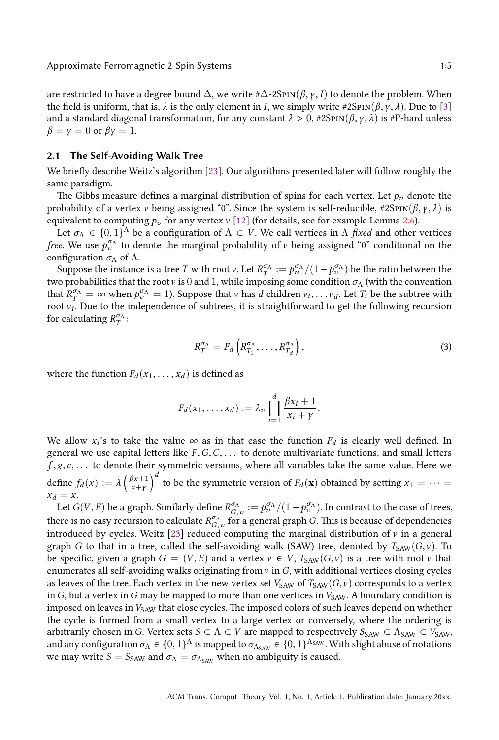are restricted to have a degree bound $\Delta$, we write #$\Delta$-2Spin$(\beta, \gamma, I)$ to denote the problem. When the field is uniform, that is, $\lambda$ is the only element in $I$, we simply write #2Spin$(\beta, \gamma, \lambda)$. Due to [3] and a standard diagonal transformation, for any constant $\lambda > 0$, #2Spin$(\beta, \gamma, \lambda)$ is #P-hard unless $\beta = \gamma = 0$ or $\beta\gamma = 1$.

## 2.1 The Self-Avoiding Walk Tree

We briefly describe Weitz's algorithm [23]. Our algorithms presented later will follow roughly the same paradigm.

The Gibbs measure defines a marginal distribution of spins for each vertex. Let $p_v$ denote the probability of a vertex $v$ being assigned "0". Since the system is self-reducible, #2Spin$(\beta, \gamma, \lambda)$ is equivalent to computing $p_v$ for any vertex $v$ [12] (for details, see for example Lemma 2.6).

Let $\sigma_\Lambda \in \{0, 1\}^\Lambda$ be a configuration of $\Lambda \subset V$. We call vertices in $\Lambda$ *fixed* and other vertices *free*. We use $p_v^{\sigma_\Lambda}$ to denote the marginal probability of $v$ being assigned "0" conditional on the configuration $\sigma_\Lambda$ of $\Lambda$.

Suppose the instance is a tree $T$ with root $v$. Let $R_T^{\sigma_\Lambda} := p_v^{\sigma_\Lambda}/(1 - p_v^{\sigma_\Lambda})$ be the ratio between the two probabilities that the root $v$ is 0 and 1, while imposing some condition $\sigma_\Lambda$ (with the convention that $R_T^{\sigma_\Lambda} = \infty$ when $p_v^{\sigma_\Lambda} = 1$). Suppose that $v$ has $d$ children $v_i, \dots v_d$. Let $T_i$ be the subtree with root $v_i$. Due to the independence of subtrees, it is straightforward to get the following recursion for calculating $R_T^{\sigma_\Lambda}$:

$$R_T^{\sigma_\Lambda} = F_d\left(R_{T_1}^{\sigma_\Lambda}, \dots, R_{T_d}^{\sigma_\Lambda}\right), \tag{3}$$

where the function $F_d(x_1, \dots, x_d)$ is defined as

$$F_d(x_1, \dots, x_d) := \lambda_v \prod_{i=1}^{d} \frac{\beta x_i + 1}{x_i + \gamma}.$$

We allow $x_i$'s to take the value $\infty$ as in that case the function $F_d$ is clearly well defined. In general we use capital letters like $F, G, C, \dots$ to denote multivariate functions, and small letters $f, g, c, \dots$ to denote their symmetric versions, where all variables take the same value. Here we define $f_d(x) := \lambda \left(\frac{\beta x + 1}{x + \gamma}\right)^d$ to be the symmetric version of $F_d(\mathbf{x})$ obtained by setting $x_1 = \dots = x_d = x$.

Let $G(V, E)$ be a graph. Similarly define $R_{G,v}^{\sigma_\Lambda} := p_v^{\sigma_\Lambda}/(1 - p_v^{\sigma_\Lambda})$. In contrast to the case of trees, there is no easy recursion to calculate $R_{G,v}^{\sigma_\Lambda}$ for a general graph $G$. This is because of dependencies introduced by cycles. Weitz [23] reduced computing the marginal distribution of $v$ in a general graph $G$ to that in a tree, called the self-avoiding walk (SAW) tree, denoted by $T_{\text{SAW}}(G, v)$. To be specific, given a graph $G = (V, E)$ and a vertex $v \in V$, $T_{\text{SAW}}(G, v)$ is a tree with root $v$ that enumerates all self-avoiding walks originating from $v$ in $G$, with additional vertices closing cycles as leaves of the tree. Each vertex in the new vertex set $V_{\text{SAW}}$ of $T_{\text{SAW}}(G, v)$ corresponds to a vertex in $G$, but a vertex in $G$ may be mapped to more than one vertices in $V_{\text{SAW}}$. A boundary condition is imposed on leaves in $V_{\text{SAW}}$ that close cycles. The imposed colors of such leaves depend on whether the cycle is formed from a small vertex to a large vertex or conversely, where the ordering is arbitrarily chosen in $G$. Vertex sets $S \subset \Lambda \subset V$ are mapped to respectively $S_{\text{SAW}} \subset \Lambda_{\text{SAW}} \subset V_{\text{SAW}}$, and any configuration $\sigma_\Lambda \in \{0, 1\}^\Lambda$ is mapped to $\sigma_{\Lambda_{\text{SAW}}} \in \{0, 1\}^{\Lambda_{\text{SAW}}}$. With slight abuse of notations we may write $S = S_{\text{SAW}}$ and $\sigma_\Lambda = \sigma_{\Lambda_{\text{SAW}}}$ when no ambiguity is caused.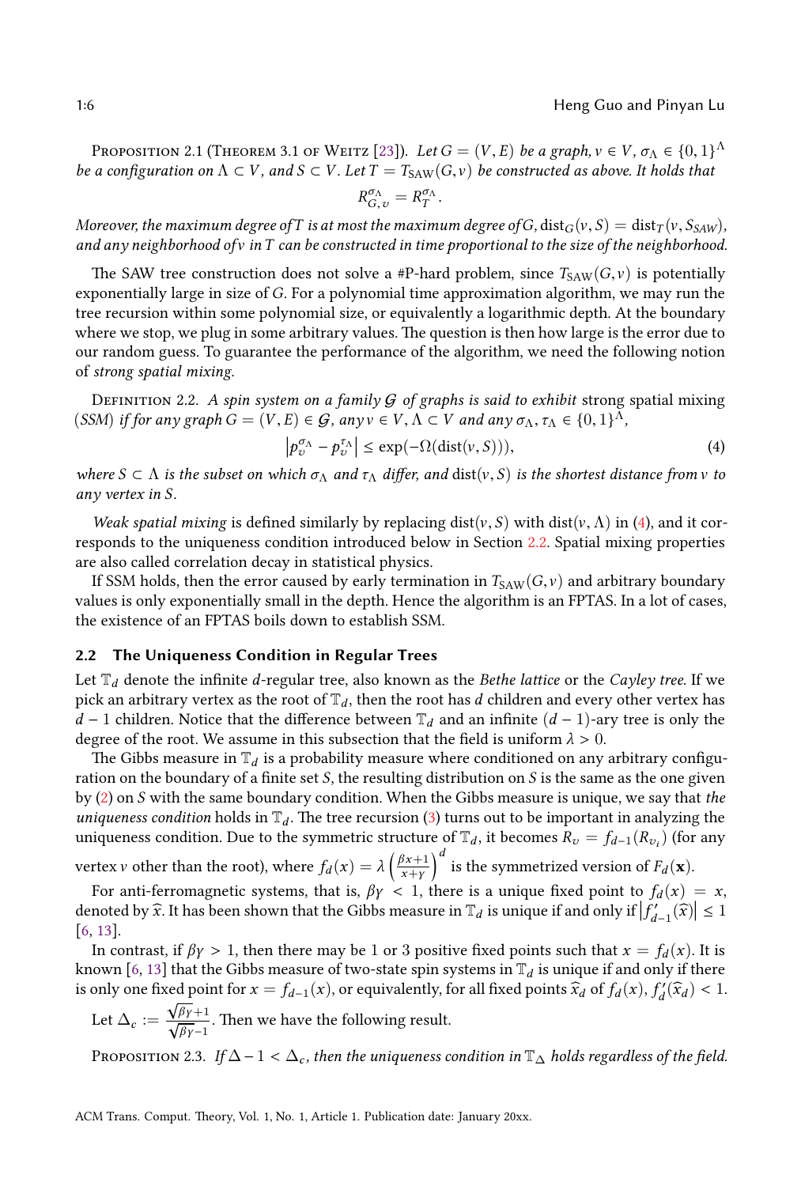Proposition 2.1 (Theorem 3.1 of Weitz [23]). *Let $G = (V, E)$ be a graph, $v \in V$, $\sigma_\Lambda \in \{0,1\}^\Lambda$ be a configuration on $\Lambda \subset V$, and $S \subset V$. Let $T = T_{\text{SAW}}(G, v)$ be constructed as above. It holds that*

$$R_{G,v}^{\sigma_\Lambda} = R_T^{\sigma_\Lambda}.$$

*Moreover, the maximum degree of $T$ is at most the maximum degree of $G$, $\text{dist}_G(v, S) = \text{dist}_T(v, S_{SAW})$, and any neighborhood of $v$ in $T$ can be constructed in time proportional to the size of the neighborhood.*

The SAW tree construction does not solve a #P-hard problem, since $T_{\text{SAW}}(G, v)$ is potentially exponentially large in size of $G$. For a polynomial time approximation algorithm, we may run the tree recursion within some polynomial size, or equivalently a logarithmic depth. At the boundary where we stop, we plug in some arbitrary values. The question is then how large is the error due to our random guess. To guarantee the performance of the algorithm, we need the following notion of *strong spatial mixing*.

Definition 2.2. *A spin system on a family $\mathcal{G}$ of graphs is said to exhibit* strong spatial mixing *(SSM) if for any graph $G = (V, E) \in \mathcal{G}$, any $v \in V$, $\Lambda \subset V$ and any $\sigma_\Lambda, \tau_\Lambda \in \{0,1\}^\Lambda$,*

$$\left| p_v^{\sigma_\Lambda} - p_v^{\tau_\Lambda} \right| \le \exp(-\Omega(\text{dist}(v, S))), \tag{4}$$

*where $S \subset \Lambda$ is the subset on which $\sigma_\Lambda$ and $\tau_\Lambda$ differ, and $\text{dist}(v, S)$ is the shortest distance from $v$ to any vertex in $S$.*

*Weak spatial mixing* is defined similarly by replacing $\text{dist}(v, S)$ with $\text{dist}(v, \Lambda)$ in (4), and it corresponds to the uniqueness condition introduced below in Section 2.2. Spatial mixing properties are also called correlation decay in statistical physics.

If SSM holds, then the error caused by early termination in $T_{\text{SAW}}(G, v)$ and arbitrary boundary values is only exponentially small in the depth. Hence the algorithm is an FPTAS. In a lot of cases, the existence of an FPTAS boils down to establish SSM.

## 2.2 The Uniqueness Condition in Regular Trees

Let $\mathbb{T}_d$ denote the infinite $d$-regular tree, also known as the *Bethe lattice* or the *Cayley tree*. If we pick an arbitrary vertex as the root of $\mathbb{T}_d$, then the root has $d$ children and every other vertex has $d - 1$ children. Notice that the difference between $\mathbb{T}_d$ and an infinite $(d-1)$-ary tree is only the degree of the root. We assume in this subsection that the field is uniform $\lambda > 0$.

The Gibbs measure in $\mathbb{T}_d$ is a probability measure where conditioned on any arbitrary configuration on the boundary of a finite set $S$, the resulting distribution on $S$ is the same as the one given by (2) on $S$ with the same boundary condition. When the Gibbs measure is unique, we say that *the uniqueness condition* holds in $\mathbb{T}_d$. The tree recursion (3) turns out to be important in analyzing the uniqueness condition. Due to the symmetric structure of $\mathbb{T}_d$, it becomes $R_v = f_{d-1}(R_{v_i})$ (for any vertex $v$ other than the root), where $f_d(x) = \lambda \left( \frac{\beta x + 1}{x + \gamma} \right)^d$ is the symmetrized version of $F_d(\mathbf{x})$.

For anti-ferromagnetic systems, that is, $\beta\gamma < 1$, there is a unique fixed point to $f_d(x) = x$, denoted by $\widehat{x}$. It has been shown that the Gibbs measure in $\mathbb{T}_d$ is unique if and only if $\left| f'_{d-1}(\widehat{x}) \right| \le 1$ [6, 13].

In contrast, if $\beta\gamma > 1$, then there may be 1 or 3 positive fixed points such that $x = f_d(x)$. It is known [6, 13] that the Gibbs measure of two-state spin systems in $\mathbb{T}_d$ is unique if and only if there is only one fixed point for $x = f_{d-1}(x)$, or equivalently, for all fixed points $\widehat{x}_d$ of $f_d(x)$, $f'_d(\widehat{x}_d) < 1$.

Let $\Delta_c := \frac{\sqrt{\beta\gamma}+1}{\sqrt{\beta\gamma}-1}$. Then we have the following result.

Proposition 2.3. *If $\Delta - 1 < \Delta_c$, then the uniqueness condition in $\mathbb{T}_\Delta$ holds regardless of the field.*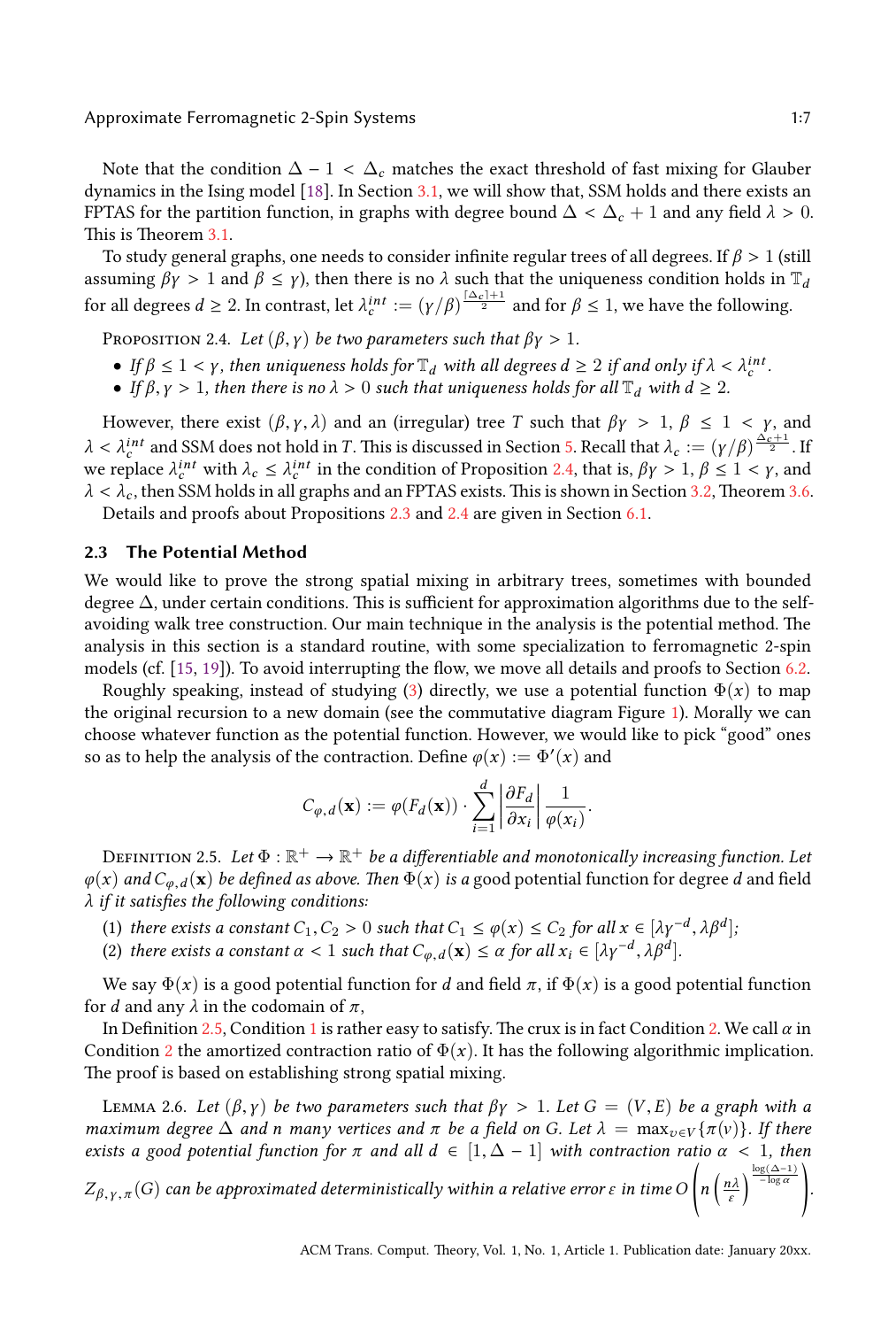Note that the condition $\Delta - 1 < \Delta_c$ matches the exact threshold of fast mixing for Glauber dynamics in the Ising model [18]. In Section 3.1, we will show that, SSM holds and there exists an FPTAS for the partition function, in graphs with degree bound $\Delta < \Delta_c + 1$ and any field $\lambda > 0$. This is Theorem 3.1.

To study general graphs, one needs to consider infinite regular trees of all degrees. If $\beta > 1$ (still assuming $\beta\gamma > 1$ and $\beta \leq \gamma$), then there is no $\lambda$ such that the uniqueness condition holds in $\mathbb{T}_d$ for all degrees $d \geq 2$. In contrast, let $\lambda_c^{int} := (\gamma/\beta)^{\frac{\lceil \Delta_c \rceil + 1}{2}}$ and for $\beta \leq 1$, we have the following.

Proposition 2.4. *Let $(\beta, \gamma)$ be two parameters such that $\beta\gamma > 1$.*

- *If $\beta \leq 1 < \gamma$, then uniqueness holds for $\mathbb{T}_d$ with all degrees $d \geq 2$ if and only if $\lambda < \lambda_c^{int}$.*
- *If $\beta, \gamma > 1$, then there is no $\lambda > 0$ such that uniqueness holds for all $\mathbb{T}_d$ with $d \geq 2$.*

However, there exist $(\beta, \gamma, \lambda)$ and an (irregular) tree $T$ such that $\beta\gamma > 1$, $\beta \leq 1 < \gamma$, and $\lambda < \lambda_c^{int}$ and SSM does not hold in $T$. This is discussed in Section 5. Recall that $\lambda_c := (\gamma/\beta)^{\frac{\Delta_c+1}{2}}$. If we replace $\lambda_c^{int}$ with $\lambda_c \leq \lambda_c^{int}$ in the condition of Proposition 2.4, that is, $\beta\gamma > 1$, $\beta \leq 1 < \gamma$, and $\lambda < \lambda_c$, then SSM holds in all graphs and an FPTAS exists. This is shown in Section 3.2, Theorem 3.6.

Details and proofs about Propositions 2.3 and 2.4 are given in Section 6.1.

### 2.3 The Potential Method

We would like to prove the strong spatial mixing in arbitrary trees, sometimes with bounded degree $\Delta$, under certain conditions. This is sufficient for approximation algorithms due to the self-avoiding walk tree construction. Our main technique in the analysis is the potential method. The analysis in this section is a standard routine, with some specialization to ferromagnetic 2-spin models (cf. [15, 19]). To avoid interrupting the flow, we move all details and proofs to Section 6.2.

Roughly speaking, instead of studying (3) directly, we use a potential function $\Phi(x)$ to map the original recursion to a new domain (see the commutative diagram Figure 1). Morally we can choose whatever function as the potential function. However, we would like to pick "good" ones so as to help the analysis of the contraction. Define $\varphi(x) := \Phi'(x)$ and

$$C_{\varphi,d}(\mathbf{x}) := \varphi(F_d(\mathbf{x})) \cdot \sum_{i=1}^{d} \left| \frac{\partial F_d}{\partial x_i} \right| \frac{1}{\varphi(x_i)}.$$

Definition 2.5. *Let $\Phi : \mathbb{R}^+ \to \mathbb{R}^+$ be a differentiable and monotonically increasing function. Let $\varphi(x)$ and $C_{\varphi,d}(\mathbf{x})$ be defined as above. Then $\Phi(x)$ is a* good potential function for degree $d$ and field $\lambda$ *if it satisfies the following conditions:*

(1) *there exists a constant $C_1, C_2 > 0$ such that $C_1 \leq \varphi(x) \leq C_2$ for all $x \in [\lambda\gamma^{-d}, \lambda\beta^d]$;*
(2) *there exists a constant $\alpha < 1$ such that $C_{\varphi,d}(\mathbf{x}) \leq \alpha$ for all $x_i \in [\lambda\gamma^{-d}, \lambda\beta^d]$.*

We say $\Phi(x)$ is a good potential function for $d$ and field $\pi$, if $\Phi(x)$ is a good potential function for $d$ and any $\lambda$ in the codomain of $\pi$,

In Definition 2.5, Condition 1 is rather easy to satisfy. The crux is in fact Condition 2. We call $\alpha$ in Condition 2 the amortized contraction ratio of $\Phi(x)$. It has the following algorithmic implication. The proof is based on establishing strong spatial mixing.

Lemma 2.6. *Let $(\beta, \gamma)$ be two parameters such that $\beta\gamma > 1$. Let $G = (V, E)$ be a graph with a maximum degree $\Delta$ and $n$ many vertices and $\pi$ be a field on $G$. Let $\lambda = \max_{v \in V}\{\pi(v)\}$. If there exists a good potential function for $\pi$ and all $d \in [1, \Delta - 1]$ with contraction ratio $\alpha < 1$, then $Z_{\beta,\gamma,\pi}(G)$ can be approximated deterministically within a relative error $\varepsilon$ in time $O\left(n \left(\frac{n\lambda}{\varepsilon}\right)^{\frac{\log(\Delta-1)}{-\log \alpha}}\right)$.*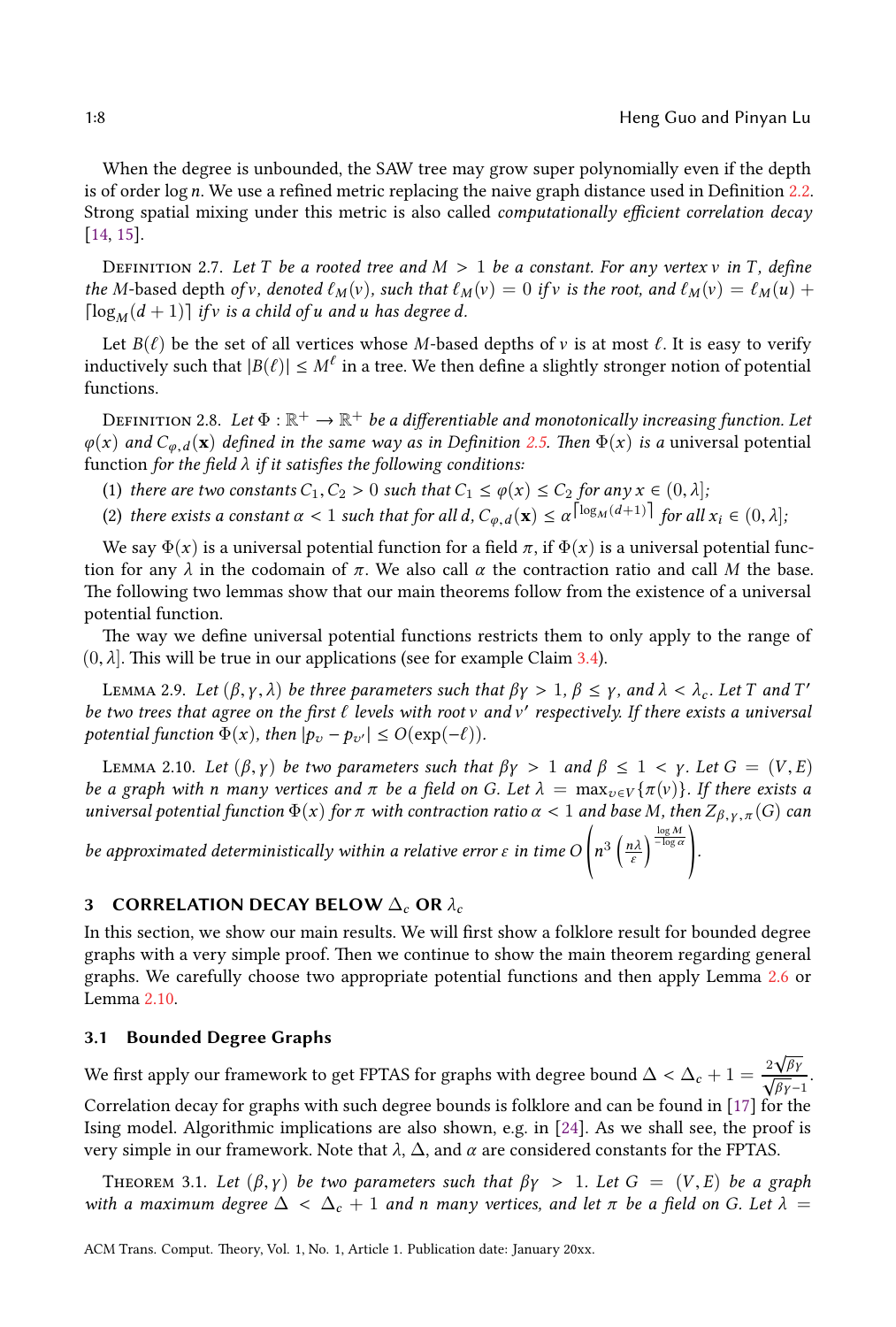When the degree is unbounded, the SAW tree may grow super polynomially even if the depth is of order $\log n$. We use a refined metric replacing the naive graph distance used in Definition 2.2. Strong spatial mixing under this metric is also called *computationally efficient correlation decay* [14, 15].

Definition 2.7. *Let $T$ be a rooted tree and $M > 1$ be a constant. For any vertex $v$ in $T$, define the $M$-based depth of $v$, denoted $\ell_M(v)$, such that $\ell_M(v) = 0$ if $v$ is the root, and $\ell_M(v) = \ell_M(u) + \lceil \log_M(d+1) \rceil$ if $v$ is a child of $u$ and $u$ has degree $d$.*

Let $B(\ell)$ be the set of all vertices whose $M$-based depths of $v$ is at most $\ell$. It is easy to verify inductively such that $|B(\ell)| \le M^\ell$ in a tree. We then define a slightly stronger notion of potential functions.

Definition 2.8. *Let $\Phi : \mathbb{R}^+ \to \mathbb{R}^+$ be a differentiable and monotonically increasing function. Let $\varphi(x)$ and $C_{\varphi,d}(\mathbf{x})$ defined in the same way as in Definition 2.5. Then $\Phi(x)$ is a* universal potential function *for the field $\lambda$ if it satisfies the following conditions:*

(1) *there are two constants $C_1, C_2 > 0$ such that $C_1 \le \varphi(x) \le C_2$ for any $x \in (0, \lambda]$;*
(2) *there exists a constant $\alpha < 1$ such that for all $d$, $C_{\varphi,d}(\mathbf{x}) \le \alpha^{\lceil \log_M(d+1) \rceil}$ for all $x_i \in (0, \lambda]$;*

We say $\Phi(x)$ is a universal potential function for a field $\pi$, if $\Phi(x)$ is a universal potential function for any $\lambda$ in the codomain of $\pi$. We also call $\alpha$ the contraction ratio and call $M$ the base. The following two lemmas show that our main theorems follow from the existence of a universal potential function.

The way we define universal potential functions restricts them to only apply to the range of $(0, \lambda]$. This will be true in our applications (see for example Claim 3.4).

Lemma 2.9. *Let $(\beta, \gamma, \lambda)$ be three parameters such that $\beta\gamma > 1$, $\beta \le \gamma$, and $\lambda < \lambda_c$. Let $T$ and $T'$ be two trees that agree on the first $\ell$ levels with root $v$ and $v'$ respectively. If there exists a universal potential function $\Phi(x)$, then $|p_v - p_{v'}| \le O(\exp(-\ell))$.*

Lemma 2.10. *Let $(\beta, \gamma)$ be two parameters such that $\beta\gamma > 1$ and $\beta \le 1 < \gamma$. Let $G = (V, E)$ be a graph with $n$ many vertices and $\pi$ be a field on $G$. Let $\lambda = \max_{v \in V}\{\pi(v)\}$. If there exists a universal potential function $\Phi(x)$ for $\pi$ with contraction ratio $\alpha < 1$ and base $M$, then $Z_{\beta,\gamma,\pi}(G)$ can be approximated deterministically within a relative error $\varepsilon$ in time $O\left(n^3 \left(\frac{n\lambda}{\varepsilon}\right)^{\frac{\log M}{-\log \alpha}}\right)$.*

## 3 CORRELATION DECAY BELOW $\Delta_c$ OR $\lambda_c$

In this section, we show our main results. We will first show a folklore result for bounded degree graphs with a very simple proof. Then we continue to show the main theorem regarding general graphs. We carefully choose two appropriate potential functions and then apply Lemma 2.6 or Lemma 2.10.

### 3.1 Bounded Degree Graphs

We first apply our framework to get FPTAS for graphs with degree bound $\Delta < \Delta_c + 1 = \frac{2\sqrt{\beta\gamma}}{\sqrt{\beta\gamma}-1}$. Correlation decay for graphs with such degree bounds is folklore and can be found in [17] for the Ising model. Algorithmic implications are also shown, e.g. in [24]. As we shall see, the proof is very simple in our framework. Note that $\lambda$, $\Delta$, and $\alpha$ are considered constants for the FPTAS.

Theorem 3.1. *Let $(\beta, \gamma)$ be two parameters such that $\beta\gamma > 1$. Let $G = (V, E)$ be a graph with a maximum degree $\Delta < \Delta_c + 1$ and $n$ many vertices, and let $\pi$ be a field on $G$. Let $\lambda =$*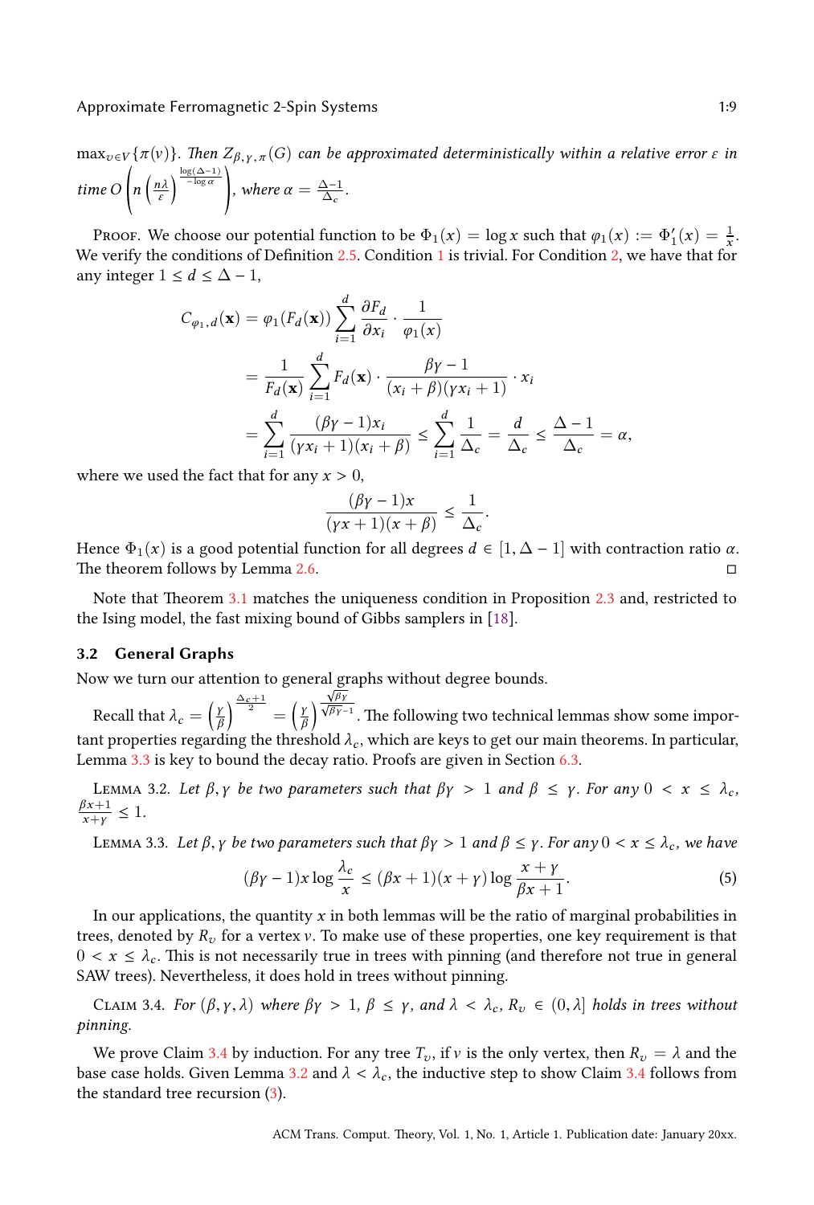$\max_{v \in V}\{\pi(v)\}$. *Then* $Z_{\beta,\gamma,\pi}(G)$ *can be approximated deterministically within a relative error* $\varepsilon$ *in time* $O\left(n\left(\frac{n\lambda}{\varepsilon}\right)^{\frac{\log(\Delta-1)}{-\log\alpha}}\right)$, *where* $\alpha = \frac{\Delta-1}{\Delta_c}$.

Proof. We choose our potential function to be $\Phi_1(x) = \log x$ such that $\varphi_1(x) := \Phi_1'(x) = \frac{1}{x}$. We verify the conditions of Definition 2.5. Condition 1 is trivial. For Condition 2, we have that for any integer $1 \le d \le \Delta - 1$,

$$
\begin{aligned}
C_{\varphi_1,d}(\mathbf{x}) &= \varphi_1(F_d(\mathbf{x}))\sum_{i=1}^{d}\frac{\partial F_d}{\partial x_i}\cdot\frac{1}{\varphi_1(x)} \\
&= \frac{1}{F_d(\mathbf{x})}\sum_{i=1}^{d} F_d(\mathbf{x})\cdot\frac{\beta\gamma-1}{(x_i+\beta)(\gamma x_i+1)}\cdot x_i \\
&= \sum_{i=1}^{d}\frac{(\beta\gamma-1)x_i}{(\gamma x_i+1)(x_i+\beta)} \le \sum_{i=1}^{d}\frac{1}{\Delta_c} = \frac{d}{\Delta_c} \le \frac{\Delta-1}{\Delta_c} = \alpha,
\end{aligned}
$$

where we used the fact that for any $x > 0$,

$$
\frac{(\beta\gamma-1)x}{(\gamma x+1)(x+\beta)} \le \frac{1}{\Delta_c}.
$$

Hence $\Phi_1(x)$ is a good potential function for all degrees $d \in [1, \Delta-1]$ with contraction ratio $\alpha$. The theorem follows by Lemma 2.6. □

Note that Theorem 3.1 matches the uniqueness condition in Proposition 2.3 and, restricted to the Ising model, the fast mixing bound of Gibbs samplers in [18].

### 3.2 General Graphs

Now we turn our attention to general graphs without degree bounds.

Recall that $\lambda_c = \left(\frac{\gamma}{\beta}\right)^{\frac{\Delta_c+1}{2}} = \left(\frac{\gamma}{\beta}\right)^{\frac{\sqrt{\beta\gamma}}{\sqrt{\beta\gamma}-1}}$. The following two technical lemmas show some important properties regarding the threshold $\lambda_c$, which are keys to get our main theorems. In particular, Lemma 3.3 is key to bound the decay ratio. Proofs are given in Section 6.3.

Lemma 3.2. *Let* $\beta, \gamma$ *be two parameters such that* $\beta\gamma > 1$ *and* $\beta \le \gamma$. *For any* $0 < x \le \lambda_c$, $\frac{\beta x+1}{x+\gamma} \le 1$.

Lemma 3.3. *Let* $\beta, \gamma$ *be two parameters such that* $\beta\gamma > 1$ *and* $\beta \le \gamma$. *For any* $0 < x \le \lambda_c$, *we have*

$$
(\beta\gamma-1)x\log\frac{\lambda_c}{x} \le (\beta x+1)(x+\gamma)\log\frac{x+\gamma}{\beta x+1}. \tag{5}
$$

In our applications, the quantity $x$ in both lemmas will be the ratio of marginal probabilities in trees, denoted by $R_v$ for a vertex $v$. To make use of these properties, one key requirement is that $0 < x \le \lambda_c$. This is not necessarily true in trees with pinning (and therefore not true in general SAW trees). Nevertheless, it does hold in trees without pinning.

Claim 3.4. *For* $(\beta, \gamma, \lambda)$ *where* $\beta\gamma > 1$, $\beta \le \gamma$, *and* $\lambda < \lambda_c$, $R_v \in (0, \lambda]$ *holds in trees without pinning.*

We prove Claim 3.4 by induction. For any tree $T_v$, if $v$ is the only vertex, then $R_v = \lambda$ and the base case holds. Given Lemma 3.2 and $\lambda < \lambda_c$, the inductive step to show Claim 3.4 follows from the standard tree recursion (3).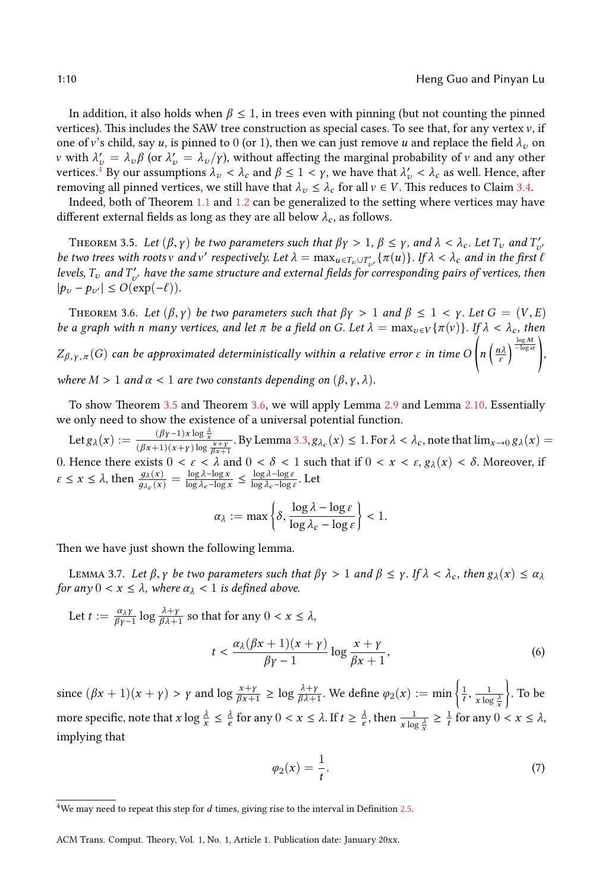In addition, it also holds when $\beta \leq 1$, in trees even with pinning (but not counting the pinned vertices). This includes the SAW tree construction as special cases. To see that, for any vertex $v$, if one of $v$'s child, say $u$, is pinned to 0 (or 1), then we can just remove $u$ and replace the field $\lambda_v$ on $v$ with $\lambda'_v = \lambda_v \beta$ (or $\lambda'_v = \lambda_v/\gamma$), without affecting the marginal probability of $v$ and any other vertices.[4] By our assumptions $\lambda_v < \lambda_c$ and $\beta \leq 1 < \gamma$, we have that $\lambda'_v < \lambda_c$ as well. Hence, after removing all pinned vertices, we still have that $\lambda_v \leq \lambda_c$ for all $v \in V$. This reduces to Claim 3.4.

Indeed, both of Theorem 1.1 and 1.2 can be generalized to the setting where vertices may have different external fields as long as they are all below $\lambda_c$, as follows.

**Theorem 3.5.** *Let $(\beta, \gamma)$ be two parameters such that $\beta\gamma > 1$, $\beta \leq \gamma$, and $\lambda < \lambda_c$. Let $T_v$ and $T'_{v'}$ be two trees with roots $v$ and $v'$ respectively. Let $\lambda = \max_{u \in T_v \cup T'_{v'}} \{\pi(u)\}$. If $\lambda < \lambda_c$ and in the first $\ell$ levels, $T_v$ and $T'_{v'}$ have the same structure and external fields for corresponding pairs of vertices, then $|p_v - p_{v'}| \leq O(\exp(-\ell))$.*

**Theorem 3.6.** *Let $(\beta, \gamma)$ be two parameters such that $\beta\gamma > 1$ and $\beta \leq 1 < \gamma$. Let $G = (V, E)$ be a graph with $n$ many vertices, and let $\pi$ be a field on $G$. Let $\lambda = \max_{v \in V}\{\pi(v)\}$. Let $\lambda < \lambda_c$, then $Z_{\beta,\gamma,\pi}(G)$ can be approximated deterministically within a relative error $\varepsilon$ in time $O\left(n\left(\frac{n\lambda}{\varepsilon}\right)^{\frac{\log M}{-\log \alpha}}\right)$, where $M > 1$ and $\alpha < 1$ are two constants depending on $(\beta, \gamma, \lambda)$.*

To show Theorem 3.5 and Theorem 3.6, we will apply Lemma 2.9 and Lemma 2.10. Essentially we only need to show the existence of a universal potential function.

Let $g_\lambda(x) := \frac{(\beta\gamma - 1)x \log \frac{\lambda}{x}}{(\beta x + 1)(x + \gamma) \log \frac{x+\gamma}{\beta x + 1}}$. By Lemma 3.3, $g_{\lambda_c}(x) \leq 1$. For $\lambda < \lambda_c$, note that $\lim_{x \to 0} g_\lambda(x) = 0$. Hence there exists $0 < \varepsilon < \lambda$ and $0 < \delta < 1$ such that if $0 < x < \varepsilon$, $g_\lambda(x) < \delta$. Moreover, if $\varepsilon \leq x \leq \lambda$, then $\frac{g_\lambda(x)}{g_{\lambda_c}(x)} = \frac{\log \lambda - \log x}{\log \lambda_c - \log x} \leq \frac{\log \lambda - \log \varepsilon}{\log \lambda_c - \log \varepsilon}$. Let

$$\alpha_\lambda := \max\left\{\delta, \frac{\log \lambda - \log \varepsilon}{\log \lambda_c - \log \varepsilon}\right\} < 1.$$

Then we have just shown the following lemma.

**Lemma 3.7.** *Let $\beta, \gamma$ be two parameters such that $\beta\gamma > 1$ and $\beta \leq \gamma$. If $\lambda < \lambda_c$, then $g_\lambda(x) \leq \alpha_\lambda$ for any $0 < x \leq \lambda$, where $\alpha_\lambda < 1$ is defined above.*

Let $t := \frac{\alpha_\lambda \gamma}{\beta\gamma - 1} \log \frac{\lambda + \gamma}{\beta\lambda + 1}$ so that for any $0 < x \leq \lambda$,

$$t < \frac{\alpha_\lambda (\beta x + 1)(x + \gamma)}{\beta\gamma - 1} \log \frac{x + \gamma}{\beta x + 1}, \tag{6}$$

since $(\beta x + 1)(x + \gamma) > \gamma$ and $\log \frac{x+\gamma}{\beta x + 1} \geq \log \frac{\lambda + \gamma}{\beta\lambda + 1}$. We define $\varphi_2(x) := \min\left\{\frac{1}{t}, \frac{1}{x \log \frac{\lambda}{x}}\right\}$. To be more specific, note that $x \log \frac{\lambda}{x} \leq \frac{\lambda}{e}$ for any $0 < x \leq \lambda$. If $t \geq \frac{\lambda}{e}$, then $\frac{1}{x \log \frac{\lambda}{x}} \geq \frac{1}{t}$ for any $0 < x \leq \lambda$, implying that

$$\varphi_2(x) = \frac{1}{t}. \tag{7}$$

[4] We may need to repeat this step for $d$ times, giving rise to the interval in Definition 2.5.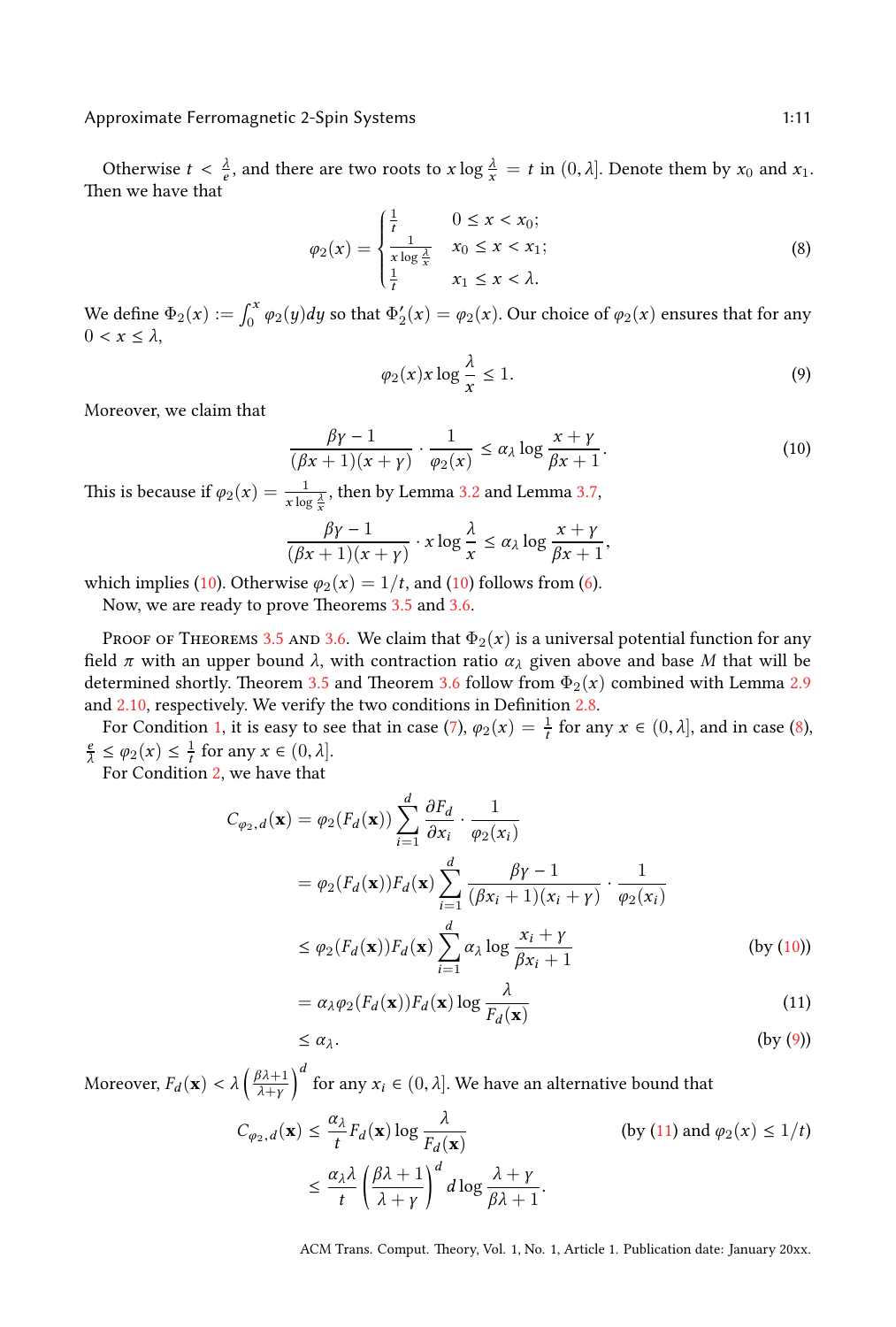Otherwise $t < \frac{\lambda}{e}$, and there are two roots to $x \log \frac{\lambda}{x} = t$ in $(0, \lambda]$. Denote them by $x_0$ and $x_1$. Then we have that

$$\varphi_2(x) = \begin{cases} \frac{1}{t} & 0 \le x < x_0; \\ \frac{1}{x \log \frac{\lambda}{x}} & x_0 \le x < x_1; \\ \frac{1}{t} & x_1 \le x < \lambda. \end{cases} \tag{8}$$

We define $\Phi_2(x) := \int_0^x \varphi_2(y)dy$ so that $\Phi_2'(x) = \varphi_2(x)$. Our choice of $\varphi_2(x)$ ensures that for any $0 < x \le \lambda$,

$$\varphi_2(x) x \log \frac{\lambda}{x} \le 1. \tag{9}$$

Moreover, we claim that

$$\frac{\beta\gamma - 1}{(\beta x + 1)(x + \gamma)} \cdot \frac{1}{\varphi_2(x)} \le \alpha_\lambda \log \frac{x + \gamma}{\beta x + 1}. \tag{10}$$

This is because if $\varphi_2(x) = \frac{1}{x \log \frac{\lambda}{x}}$, then by Lemma 3.2 and Lemma 3.7,

$$\frac{\beta\gamma - 1}{(\beta x + 1)(x + \gamma)} \cdot x \log \frac{\lambda}{x} \le \alpha_\lambda \log \frac{x + \gamma}{\beta x + 1},$$

which implies (10). Otherwise $\varphi_2(x) = 1/t$, and (10) follows from (6).

Now, we are ready to prove Theorems 3.5 and 3.6.

Proof of Theorems 3.5 and 3.6. We claim that $\Phi_2(x)$ is a universal potential function for any field $\pi$ with an upper bound $\lambda$, with contraction ratio $\alpha_\lambda$ given above and base $M$ that will be determined shortly. Theorem 3.5 and Theorem 3.6 follow from $\Phi_2(x)$ combined with Lemma 2.9 and 2.10, respectively. We verify the two conditions in Definition 2.8.

For Condition 1, it is easy to see that in case (7), $\varphi_2(x) = \frac{1}{t}$ for any $x \in (0, \lambda]$, and in case (8), $\frac{e}{\lambda} \le \varphi_2(x) \le \frac{1}{t}$ for any $x \in (0, \lambda]$.

For Condition 2, we have that

$$\begin{aligned}
C_{\varphi_2, d}(\mathbf{x}) &= \varphi_2(F_d(\mathbf{x})) \sum_{i=1}^{d} \frac{\partial F_d}{\partial x_i} \cdot \frac{1}{\varphi_2(x_i)} \\
&= \varphi_2(F_d(\mathbf{x})) F_d(\mathbf{x}) \sum_{i=1}^{d} \frac{\beta\gamma - 1}{(\beta x_i + 1)(x_i + \gamma)} \cdot \frac{1}{\varphi_2(x_i)} \\
&\le \varphi_2(F_d(\mathbf{x})) F_d(\mathbf{x}) \sum_{i=1}^{d} \alpha_\lambda \log \frac{x_i + \gamma}{\beta x_i + 1} && \text{(by (10))} \\
&= \alpha_\lambda \varphi_2(F_d(\mathbf{x})) F_d(\mathbf{x}) \log \frac{\lambda}{F_d(\mathbf{x})} && (11) \\
&\le \alpha_\lambda. && \text{(by (9))}
\end{aligned}$$

Moreover, $F_d(\mathbf{x}) < \lambda \left( \frac{\beta\lambda + 1}{\lambda + \gamma} \right)^d$ for any $x_i \in (0, \lambda]$. We have an alternative bound that

$$\begin{aligned}
C_{\varphi_2, d}(\mathbf{x}) &\le \frac{\alpha_\lambda}{t} F_d(\mathbf{x}) \log \frac{\lambda}{F_d(\mathbf{x})} && \text{(by (11) and } \varphi_2(x) \le 1/t) \\
&\le \frac{\alpha_\lambda \lambda}{t} \left( \frac{\beta\lambda + 1}{\lambda + \gamma} \right)^d d \log \frac{\lambda + \gamma}{\beta\lambda + 1}.
\end{aligned}$$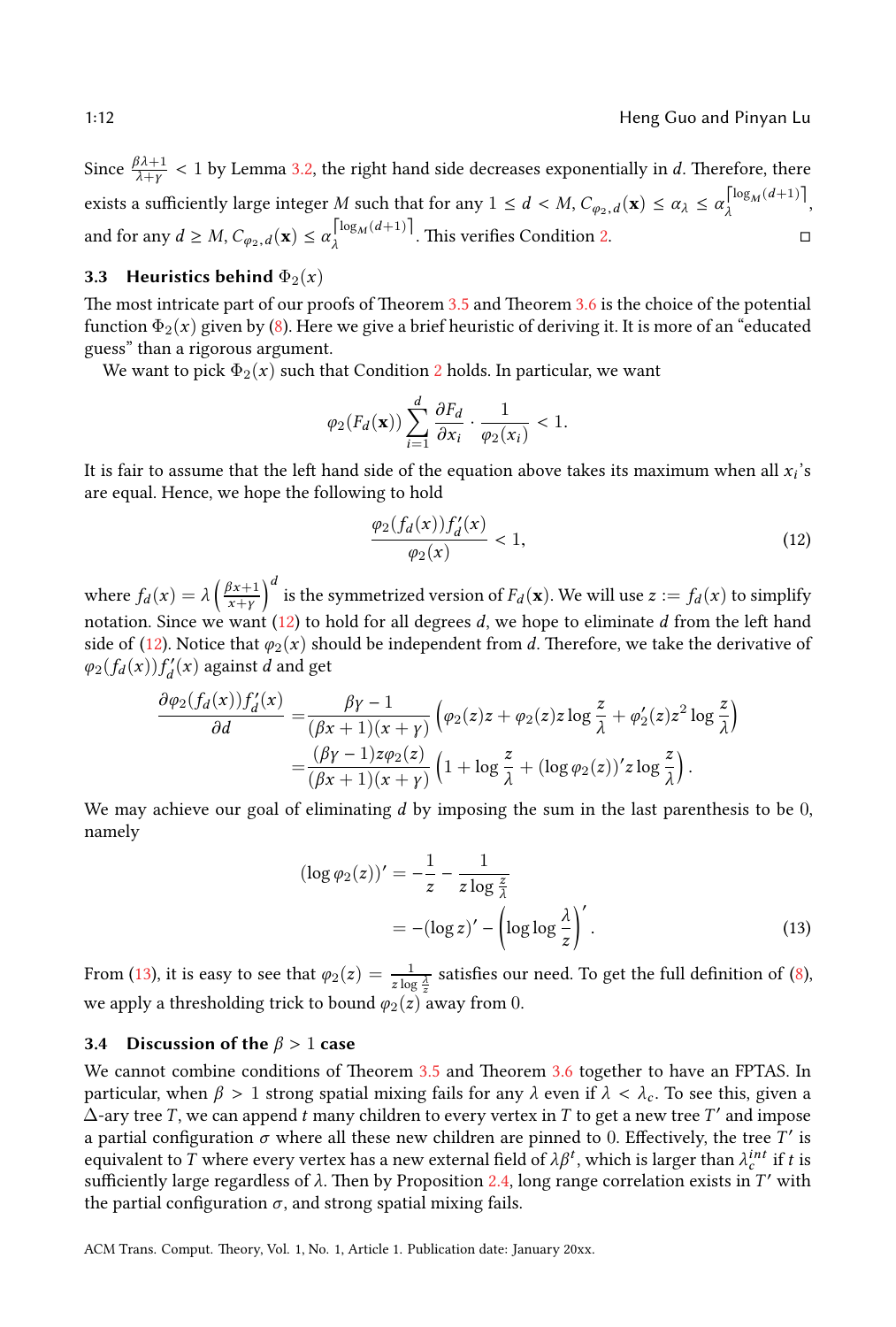Since $\frac{\beta\lambda+1}{\lambda+\gamma} < 1$ by Lemma 3.2, the right hand side decreases exponentially in $d$. Therefore, there exists a sufficiently large integer $M$ such that for any $1 \le d < M$, $C_{\varphi_2,d}(\mathbf{x}) \le \alpha_\lambda \le \alpha_\lambda^{\lceil \log_M(d+1) \rceil}$, and for any $d \ge M$, $C_{\varphi_2,d}(\mathbf{x}) \le \alpha_\lambda^{\lceil \log_M(d+1) \rceil}$. This verifies Condition 2. □

### 3.3 Heuristics behind $\Phi_2(x)$

The most intricate part of our proofs of Theorem 3.5 and Theorem 3.6 is the choice of the potential function $\Phi_2(x)$ given by (8). Here we give a brief heuristic of deriving it. It is more of an "educated guess" than a rigorous argument.

We want to pick $\Phi_2(x)$ such that Condition 2 holds. In particular, we want

$$\varphi_2(F_d(\mathbf{x})) \sum_{i=1}^{d} \frac{\partial F_d}{\partial x_i} \cdot \frac{1}{\varphi_2(x_i)} < 1.$$

It is fair to assume that the left hand side of the equation above takes its maximum when all $x_i$'s are equal. Hence, we hope the following to hold

$$\frac{\varphi_2(f_d(x)) f_d'(x)}{\varphi_2(x)} < 1, \tag{12}$$

where $f_d(x) = \lambda \left( \frac{\beta x+1}{x+\gamma} \right)^d$ is the symmetrized version of $F_d(\mathbf{x})$. We will use $z := f_d(x)$ to simplify notation. Since we want (12) to hold for all degrees $d$, we hope to eliminate $d$ from the left hand side of (12). Notice that $\varphi_2(x)$ should be independent from $d$. Therefore, we take the derivative of $\varphi_2(f_d(x)) f_d'(x)$ against $d$ and get

$$\begin{aligned}
\frac{\partial \varphi_2(f_d(x)) f_d'(x)}{\partial d} &= \frac{\beta\gamma - 1}{(\beta x+1)(x+\gamma)} \left( \varphi_2(z) z + \varphi_2(z) z \log \frac{z}{\lambda} + \varphi_2'(z) z^2 \log \frac{z}{\lambda} \right) \\
&= \frac{(\beta\gamma - 1) z \varphi_2(z)}{(\beta x+1)(x+\gamma)} \left( 1 + \log \frac{z}{\lambda} + (\log \varphi_2(z))' z \log \frac{z}{\lambda} \right).
\end{aligned}$$

We may achieve our goal of eliminating $d$ by imposing the sum in the last parenthesis to be 0, namely

$$\begin{aligned}
(\log \varphi_2(z))' &= -\frac{1}{z} - \frac{1}{z \log \frac{z}{\lambda}} \\
&= -(\log z)' - \left( \log \log \frac{\lambda}{z} \right)'. 
\end{aligned} \tag{13}$$

From (13), it is easy to see that $\varphi_2(z) = \frac{1}{z \log \frac{\lambda}{z}}$ satisfies our need. To get the full definition of (8), we apply a thresholding trick to bound $\varphi_2(z)$ away from 0.

### 3.4 Discussion of the $\beta > 1$ case

We cannot combine conditions of Theorem 3.5 and Theorem 3.6 together to have an FPTAS. In particular, when $\beta > 1$ strong spatial mixing fails for any $\lambda$ even if $\lambda < \lambda_c$. To see this, given a $\Delta$-ary tree $T$, we can append $t$ many children to every vertex in $T$ to get a new tree $T'$ and impose a partial configuration $\sigma$ where all these new children are pinned to 0. Effectively, the tree $T'$ is equivalent to $T$ where every vertex has a new external field of $\lambda\beta^t$, which is larger than $\lambda_c^{int}$ if $t$ is sufficiently large regardless of $\lambda$. Then by Proposition 2.4, long range correlation exists in $T'$ with the partial configuration $\sigma$, and strong spatial mixing fails.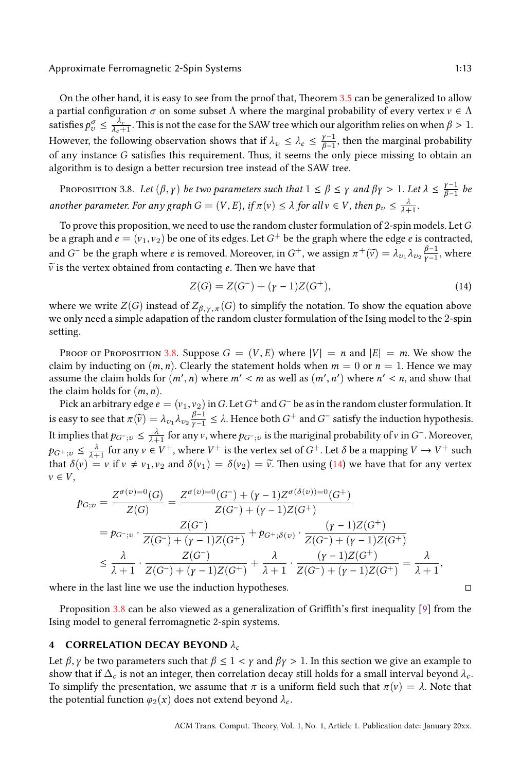On the other hand, it is easy to see from the proof that, Theorem 3.5 can be generalized to allow a partial configuration $\sigma$ on some subset $\Lambda$ where the marginal probability of every vertex $v \in \Lambda$ satisfies $p_v^\sigma \leq \frac{\lambda_c}{\lambda_c+1}$. This is not the case for the SAW tree which our algorithm relies on when $\beta > 1$. However, the following observation shows that if $\lambda_v \leq \lambda_c \leq \frac{\gamma-1}{\beta-1}$, then the marginal probability of any instance $G$ satisfies this requirement. Thus, it seems the only piece missing to obtain an algorithm is to design a better recursion tree instead of the SAW tree.

Proposition 3.8. *Let $(\beta, \gamma)$ be two parameters such that $1 \leq \beta \leq \gamma$ and $\beta\gamma > 1$. Let $\lambda \leq \frac{\gamma-1}{\beta-1}$ be another parameter. For any graph $G = (V, E)$, if $\pi(v) \leq \lambda$ for all $v \in V$, then $p_v \leq \frac{\lambda}{\lambda+1}$.*

To prove this proposition, we need to use the random cluster formulation of 2-spin models. Let $G$ be a graph and $e = (v_1, v_2)$ be one of its edges. Let $G^+$ be the graph where the edge $e$ is contracted, and $G^-$ be the graph where $e$ is removed. Moreover, in $G^+$, we assign $\pi^+(\widetilde{v}) = \lambda_{v_1}\lambda_{v_2}\frac{\beta-1}{\gamma-1}$, where $\widetilde{v}$ is the vertex obtained from contacting $e$. Then we have that

$$Z(G) = Z(G^-) + (\gamma - 1)Z(G^+), \tag{14}$$

where we write $Z(G)$ instead of $Z_{\beta,\gamma,\pi}(G)$ to simplify the notation. To show the equation above we only need a simple adapation of the random cluster formulation of the Ising model to the 2-spin setting.

Proof of Proposition 3.8. Suppose $G = (V, E)$ where $|V| = n$ and $|E| = m$. We show the claim by inducting on $(m, n)$. Clearly the statement holds when $m = 0$ or $n = 1$. Hence we may assume the claim holds for $(m', n)$ where $m' < m$ as well as $(m', n')$ where $n' < n$, and show that the claim holds for $(m, n)$.

Pick an arbitrary edge $e = (v_1, v_2)$ in $G$. Let $G^+$ and $G^-$ be as in the random cluster formulation. It is easy to see that $\pi(\widetilde{v}) = \lambda_{v_1}\lambda_{v_2}\frac{\beta-1}{\gamma-1} \leq \lambda$. Hence both $G^+$ and $G^-$ satisfy the induction hypothesis. It implies that $p_{G^-;v} \leq \frac{\lambda}{\lambda+1}$ for any $v$, where $p_{G^-;v}$ is the mariginal probability of $v$ in $G^-$. Moreover, $p_{G^+;v} \leq \frac{\lambda}{\lambda+1}$ for any $v \in V^+$, where $V^+$ is the vertex set of $G^+$. Let $\delta$ be a mapping $V \to V^+$ such that $\delta(v) = v$ if $v \neq v_1, v_2$ and $\delta(v_1) = \delta(v_2) = \widetilde{v}$. Then using (14) we have that for any vertex $v \in V$,

$$\begin{aligned}
p_{G;v} &= \frac{Z^{\sigma(v)=0}(G)}{Z(G)} = \frac{Z^{\sigma(v)=0}(G^-) + (\gamma-1)Z^{\sigma(\delta(v))=0}(G^+)}{Z(G^-) + (\gamma-1)Z(G^+)} \\
&= p_{G^-;v} \cdot \frac{Z(G^-)}{Z(G^-) + (\gamma-1)Z(G^+)} + p_{G^+;\delta(v)} \cdot \frac{(\gamma-1)Z(G^+)}{Z(G^-) + (\gamma-1)Z(G^+)} \\
&\leq \frac{\lambda}{\lambda+1} \cdot \frac{Z(G^-)}{Z(G^-) + (\gamma-1)Z(G^+)} + \frac{\lambda}{\lambda+1} \cdot \frac{(\gamma-1)Z(G^+)}{Z(G^-) + (\gamma-1)Z(G^+)} = \frac{\lambda}{\lambda+1},
\end{aligned}$$

where in the last line we use the induction hypotheses. □

Proposition 3.8 can be also viewed as a generalization of Griffith's first inequality [9] from the Ising model to general ferromagnetic 2-spin systems.

## 4 CORRELATION DECAY BEYOND $\lambda_c$

Let $\beta, \gamma$ be two parameters such that $\beta \leq 1 < \gamma$ and $\beta\gamma > 1$. In this section we give an example to show that if $\Delta_c$ is not an integer, then correlation decay still holds for a small interval beyond $\lambda_c$. To simplify the presentation, we assume that $\pi$ is a uniform field such that $\pi(v) = \lambda$. Note that the potential function $\varphi_2(x)$ does not extend beyond $\lambda_c$.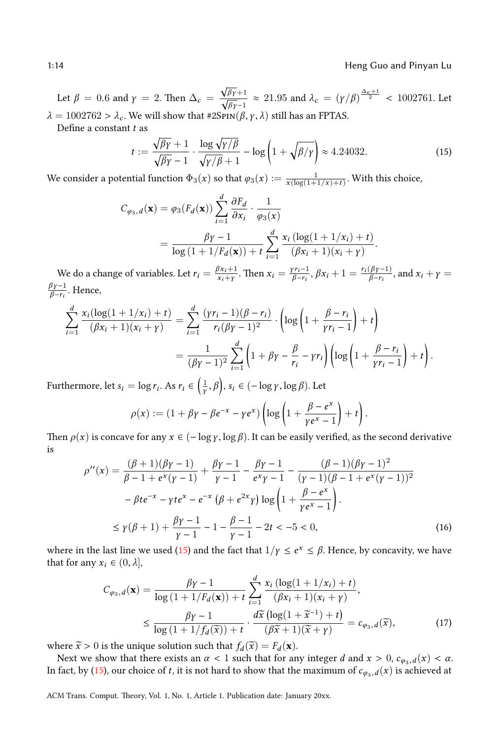Let $\beta = 0.6$ and $\gamma = 2$. Then $\Delta_c = \frac{\sqrt{\beta\gamma}+1}{\sqrt{\beta\gamma}-1} \approx 21.95$ and $\lambda_c = (\gamma/\beta)^{\frac{\Delta_c+1}{2}} < 1002761$. Let $\lambda = 1002762 > \lambda_c$. We will show that #2Spin$(\beta, \gamma, \lambda)$ still has an FPTAS.

Define a constant $t$ as

$$t := \frac{\sqrt{\beta\gamma}+1}{\sqrt{\beta\gamma}-1} \cdot \frac{\log \sqrt{\gamma/\beta}}{\sqrt{\gamma/\beta}+1} - \log\left(1+\sqrt{\beta/\gamma}\right) \approx 4.24032. \tag{15}$$

We consider a potential function $\Phi_3(x)$ so that $\varphi_3(x) := \frac{1}{x(\log(1+1/x)+t)}$. With this choice,

$$\begin{aligned}
C_{\varphi_3,d}(\mathbf{x}) &= \varphi_3(F_d(\mathbf{x})) \sum_{i=1}^{d} \frac{\partial F_d}{\partial x_i} \cdot \frac{1}{\varphi_3(x)} \\
&= \frac{\beta\gamma - 1}{\log\left(1 + 1/F_d(\mathbf{x})\right) + t} \sum_{i=1}^{d} \frac{x_i \left(\log(1+1/x_i) + t\right)}{(\beta x_i + 1)(x_i + \gamma)}.
\end{aligned}$$

We do a change of variables. Let $r_i = \frac{\beta x_i + 1}{x_i + \gamma}$. Then $x_i = \frac{\gamma r_i - 1}{\beta - r_i}$, $\beta x_i + 1 = \frac{r_i(\beta\gamma - 1)}{\beta - r_i}$, and $x_i + \gamma = \frac{\beta\gamma - 1}{\beta - r_i}$. Hence,

$$\begin{aligned}
\sum_{i=1}^{d} \frac{x_i(\log(1+1/x_i)+t)}{(\beta x_i+1)(x_i+\gamma)} &= \sum_{i=1}^{d} \frac{(\gamma r_i - 1)(\beta - r_i)}{r_i(\beta\gamma-1)^2} \cdot \left(\log\left(1 + \frac{\beta - r_i}{\gamma r_i - 1}\right) + t\right) \\
&= \frac{1}{(\beta\gamma-1)^2} \sum_{i=1}^{d} \left(1 + \beta\gamma - \frac{\beta}{r_i} - \gamma r_i\right)\left(\log\left(1 + \frac{\beta - r_i}{\gamma r_i - 1}\right) + t\right).
\end{aligned}$$

Furthermore, let $s_i = \log r_i$. As $r_i \in \left(\frac{1}{\gamma}, \beta\right)$, $s_i \in (-\log\gamma, \log\beta)$. Let

$$\rho(x) := \left(1 + \beta\gamma - \beta e^{-x} - \gamma e^{x}\right)\left(\log\left(1 + \frac{\beta - e^x}{\gamma e^x - 1}\right) + t\right).$$

Then $\rho(x)$ is concave for any $x \in (-\log\gamma, \log\beta)$. It can be easily verified, as the second derivative is

$$\begin{aligned}
\rho''(x) = &\frac{(\beta+1)(\beta\gamma-1)}{\beta - 1 + e^x(\gamma-1)} + \frac{\beta\gamma-1}{\gamma-1} - \frac{\beta\gamma-1}{e^x\gamma - 1} - \frac{(\beta-1)(\beta\gamma-1)^2}{(\gamma-1)(\beta-1+e^x(\gamma-1))^2} \\
&- \beta t e^{-x} - \gamma t e^{x} - e^{-x}\left(\beta + e^{2x}\gamma\right)\log\left(1 + \frac{\beta - e^x}{\gamma e^x - 1}\right). \\
\leq\ &\gamma(\beta+1) + \frac{\beta\gamma-1}{\gamma-1} - 1 - \frac{\beta-1}{\gamma-1} - 2t < -5 < 0,
\end{aligned} \tag{16}$$

where in the last line we used (15) and the fact that $1/\gamma \leq e^x \leq \beta$. Hence, by concavity, we have that for any $x_i \in (0, \lambda]$,

$$\begin{aligned}
C_{\varphi_3,d}(\mathbf{x}) &= \frac{\beta\gamma-1}{\log\left(1 + 1/F_d(\mathbf{x})\right) + t} \sum_{i=1}^{d} \frac{x_i\left(\log(1+1/x_i)+t\right)}{(\beta x_i+1)(x_i+\gamma)}, \\
&\leq \frac{\beta\gamma-1}{\log\left(1+1/f_d(\widetilde{x})\right)+t} \cdot \frac{d\widetilde{x}\left(\log(1+\widetilde{x}^{-1})+t\right)}{(\beta\widetilde{x}+1)(\widetilde{x}+\gamma)} = c_{\varphi_3,d}(\widetilde{x}),
\end{aligned} \tag{17}$$

where $\widetilde{x} > 0$ is the unique solution such that $f_d(\widetilde{x}) = F_d(\mathbf{x})$.

Next we show that there exists an $\alpha < 1$ such that for any integer $d$ and $x > 0$, $c_{\varphi_3,d}(x) < \alpha$. In fact, by (15), our choice of $t$, it is not hard to show that the maximum of $c_{\varphi_3,d}(x)$ is achieved at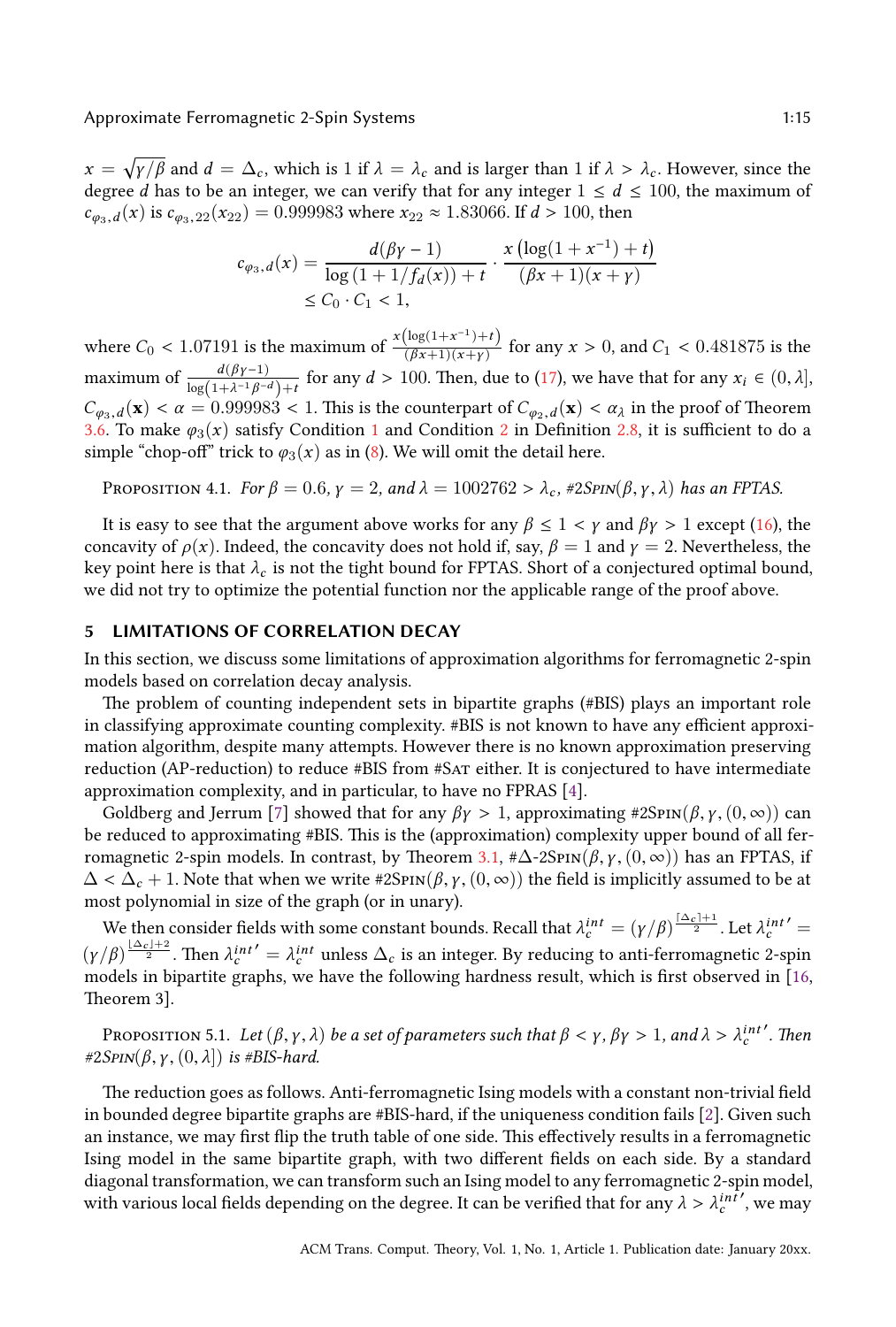$x = \sqrt{\gamma/\beta}$ and $d = \Delta_c$, which is 1 if $\lambda = \lambda_c$ and is larger than 1 if $\lambda > \lambda_c$. However, since the degree $d$ has to be an integer, we can verify that for any integer $1 \le d \le 100$, the maximum of $c_{\varphi_3,d}(x)$ is $c_{\varphi_3,22}(x_{22}) = 0.999983$ where $x_{22} \approx 1.83066$. If $d > 100$, then

$$
\begin{aligned}
c_{\varphi_3,d}(x) &= \frac{d(\beta\gamma - 1)}{\log\left(1 + 1/f_d(x)\right) + t} \cdot \frac{x\left(\log(1 + x^{-1}) + t\right)}{(\beta x + 1)(x + \gamma)} \\
&\le C_0 \cdot C_1 < 1,
\end{aligned}
$$

where $C_0 < 1.07191$ is the maximum of $\frac{x\left(\log(1+x^{-1})+t\right)}{(\beta x+1)(x+\gamma)}$ for any $x > 0$, and $C_1 < 0.481875$ is the maximum of $\frac{d(\beta\gamma-1)}{\log\left(1+\lambda^{-1}\beta^{-d}\right)+t}$ for any $d > 100$. Then, due to (17), we have that for any $x_i \in (0, \lambda]$, $C_{\varphi_3,d}(\mathbf{x}) < \alpha = 0.999983 < 1$. This is the counterpart of $C_{\varphi_2,d}(\mathbf{x}) < \alpha_\lambda$ in the proof of Theorem 3.6. To make $\varphi_3(x)$ satisfy Condition 1 and Condition 2 in Definition 2.8, it is sufficient to do a simple "chop-off" trick to $\varphi_3(x)$ as in (8). We will omit the detail here.

Proposition 4.1. *For $\beta = 0.6$, $\gamma = 2$, and $\lambda = 1002762 > \lambda_c$, #2Spin$(\beta, \gamma, \lambda)$ has an FPTAS.*

It is easy to see that the argument above works for any $\beta \le 1 < \gamma$ and $\beta\gamma > 1$ except (16), the concavity of $\rho(x)$. Indeed, the concavity does not hold if, say, $\beta = 1$ and $\gamma = 2$. Nevertheless, the key point here is that $\lambda_c$ is not the tight bound for FPTAS. Short of a conjectured optimal bound, we did not try to optimize the potential function nor the applicable range of the proof above.

## 5 LIMITATIONS OF CORRELATION DECAY

In this section, we discuss some limitations of approximation algorithms for ferromagnetic 2-spin models based on correlation decay analysis.

The problem of counting independent sets in bipartite graphs (#BIS) plays an important role in classifying approximate counting complexity. #BIS is not known to have any efficient approximation algorithm, despite many attempts. However there is no known approximation preserving reduction (AP-reduction) to reduce #BIS from #Sat either. It is conjectured to have intermediate approximation complexity, and in particular, to have no FPRAS [4].

Goldberg and Jerrum [7] showed that for any $\beta\gamma > 1$, approximating #2Spin$(\beta, \gamma, (0, \infty))$ can be reduced to approximating #BIS. This is the (approximation) complexity upper bound of all ferromagnetic 2-spin models. In contrast, by Theorem 3.1, #$\Delta$-2Spin$(\beta, \gamma, (0, \infty))$ has an FPTAS, if $\Delta < \Delta_c + 1$. Note that when we write #2Spin$(\beta, \gamma, (0, \infty))$ the field is implicitly assumed to be at most polynomial in size of the graph (or in unary).

We then consider fields with some constant bounds. Recall that $\lambda_c^{int} = (\gamma/\beta)^{\frac{\lceil \Delta_c \rceil + 1}{2}}$. Let $\lambda_c^{int\prime} = (\gamma/\beta)^{\frac{\lfloor \Delta_c \rfloor + 2}{2}}$. Then $\lambda_c^{int\prime} = \lambda_c^{int}$ unless $\Delta_c$ is an integer. By reducing to anti-ferromagnetic 2-spin models in bipartite graphs, we have the following hardness result, which is first observed in [16, Theorem 3].

Proposition 5.1. *Let $(\beta, \gamma, \lambda)$ be a set of parameters such that $\beta < \gamma$, $\beta\gamma > 1$, and $\lambda > \lambda_c^{int\prime}$. Then #2Spin$(\beta, \gamma, (0, \lambda])$ is #BIS-hard.*

The reduction goes as follows. Anti-ferromagnetic Ising models with a constant non-trivial field in bounded degree bipartite graphs are #BIS-hard, if the uniqueness condition fails [2]. Given such an instance, we may first flip the truth table of one side. This effectively results in a ferromagnetic Ising model in the same bipartite graph, with two different fields on each side. By a standard diagonal transformation, we can transform such an Ising model to any ferromagnetic 2-spin model, with various local fields depending on the degree. It can be verified that for any $\lambda > \lambda_c^{int\prime}$, we may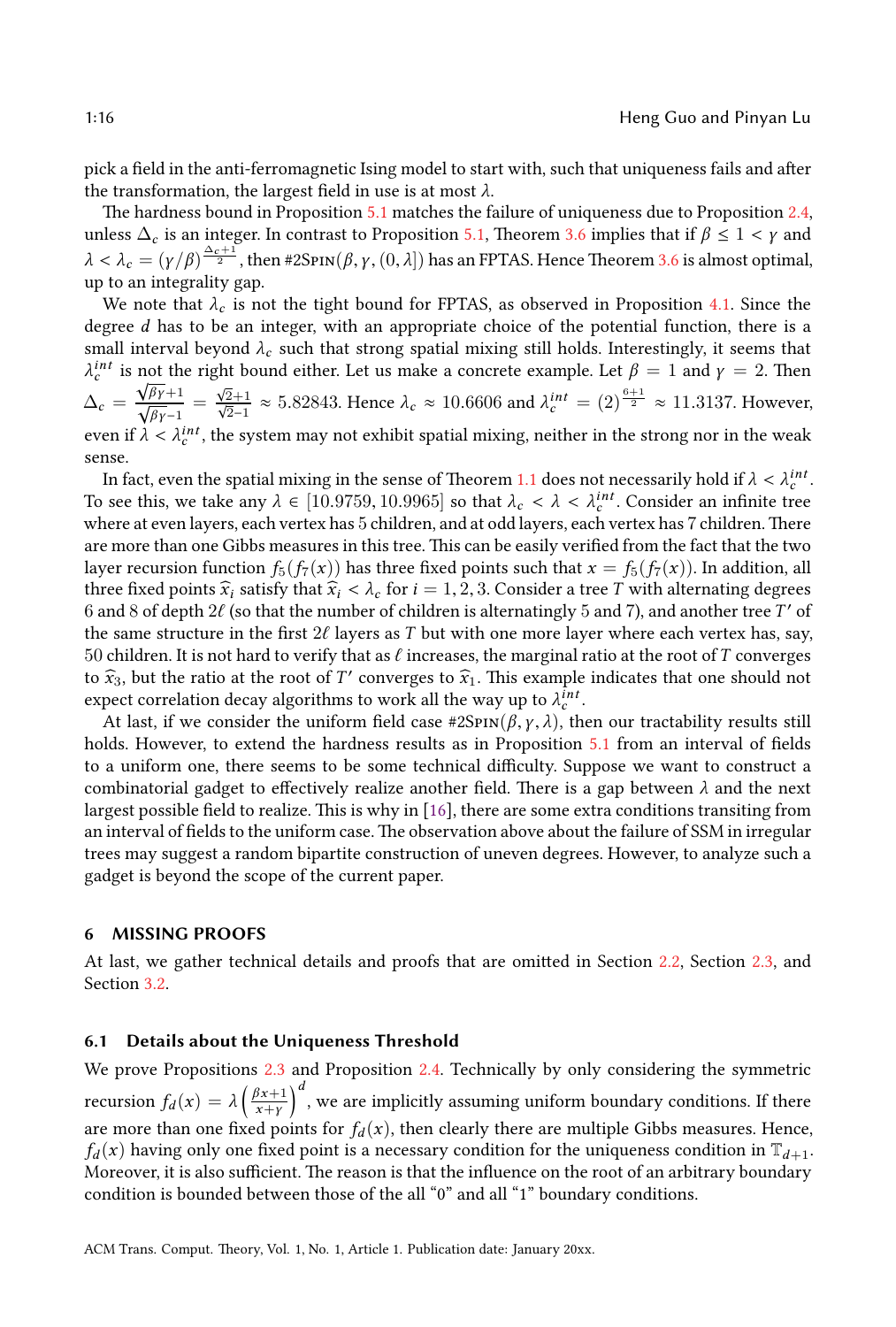pick a field in the anti-ferromagnetic Ising model to start with, such that uniqueness fails and after the transformation, the largest field in use is at most $\lambda$.

The hardness bound in Proposition 5.1 matches the failure of uniqueness due to Proposition 2.4, unless $\Delta_c$ is an integer. In contrast to Proposition 5.1, Theorem 3.6 implies that if $\beta \le 1 < \gamma$ and $\lambda < \lambda_c = (\gamma/\beta)^{\frac{\Delta_c+1}{2}}$, then #2Spin$(\beta, \gamma, (0, \lambda])$ has an FPTAS. Hence Theorem 3.6 is almost optimal, up to an integrality gap.

We note that $\lambda_c$ is not the tight bound for FPTAS, as observed in Proposition 4.1. Since the degree $d$ has to be an integer, with an appropriate choice of the potential function, there is a small interval beyond $\lambda_c$ such that strong spatial mixing still holds. Interestingly, it seems that $\lambda_c^{int}$ is not the right bound either. Let us make a concrete example. Let $\beta = 1$ and $\gamma = 2$. Then $\Delta_c = \frac{\sqrt{\beta\gamma}+1}{\sqrt{\beta\gamma}-1} = \frac{\sqrt{2}+1}{\sqrt{2}-1} \approx 5.82843$. Hence $\lambda_c \approx 10.6606$ and $\lambda_c^{int} = (2)^{\frac{6+1}{2}} \approx 11.3137$. However, even if $\lambda < \lambda_c^{int}$, the system may not exhibit spatial mixing, neither in the strong nor in the weak sense.

In fact, even the spatial mixing in the sense of Theorem 1.1 does not necessarily hold if $\lambda < \lambda_c^{int}$. To see this, we take any $\lambda \in [10.9759, 10.9965]$ so that $\lambda_c < \lambda < \lambda_c^{int}$. Consider an infinite tree where at even layers, each vertex has 5 children, and at odd layers, each vertex has 7 children. There are more than one Gibbs measures in this tree. This can be easily verified from the fact that the two layer recursion function $f_5(f_7(x))$ has three fixed points such that $x = f_5(f_7(x))$. In addition, all three fixed points $\widehat{x}_i$ satisfy that $\widehat{x}_i < \lambda_c$ for $i = 1, 2, 3$. Consider a tree $T$ with alternating degrees 6 and 8 of depth $2\ell$ (so that the number of children is alternatingly 5 and 7), and another tree $T'$ of the same structure in the first $2\ell$ layers as $T$ but with one more layer where each vertex has, say, 50 children. It is not hard to verify that as $\ell$ increases, the marginal ratio at the root of $T$ converges to $\widehat{x}_3$, but the ratio at the root of $T'$ converges to $\widehat{x}_1$. This example indicates that one should not expect correlation decay algorithms to work all the way up to $\lambda_c^{int}$.

At last, if we consider the uniform field case #2Spin$(\beta, \gamma, \lambda)$, then our tractability results still holds. However, to extend the hardness results as in Proposition 5.1 from an interval of fields to a uniform one, there seems to be some technical difficulty. Suppose we want to construct a combinatorial gadget to effectively realize another field. There is a gap between $\lambda$ and the next largest possible field to realize. This is why in [16], there are some extra conditions transiting from an interval of fields to the uniform case. The observation above about the failure of SSM in irregular trees may suggest a random bipartite construction of uneven degrees. However, to analyze such a gadget is beyond the scope of the current paper.

## 6 MISSING PROOFS

At last, we gather technical details and proofs that are omitted in Section 2.2, Section 2.3, and Section 3.2.

### 6.1 Details about the Uniqueness Threshold

We prove Propositions 2.3 and Proposition 2.4. Technically by only considering the symmetric recursion $f_d(x) = \lambda \left(\frac{\beta x+1}{x+\gamma}\right)^d$, we are implicitly assuming uniform boundary conditions. If there are more than one fixed points for $f_d(x)$, then clearly there are multiple Gibbs measures. Hence, $f_d(x)$ having only one fixed point is a necessary condition for the uniqueness condition in $\mathbb{T}_{d+1}$. Moreover, it is also sufficient. The reason is that the influence on the root of an arbitrary boundary condition is bounded between those of the all "0" and all "1" boundary conditions.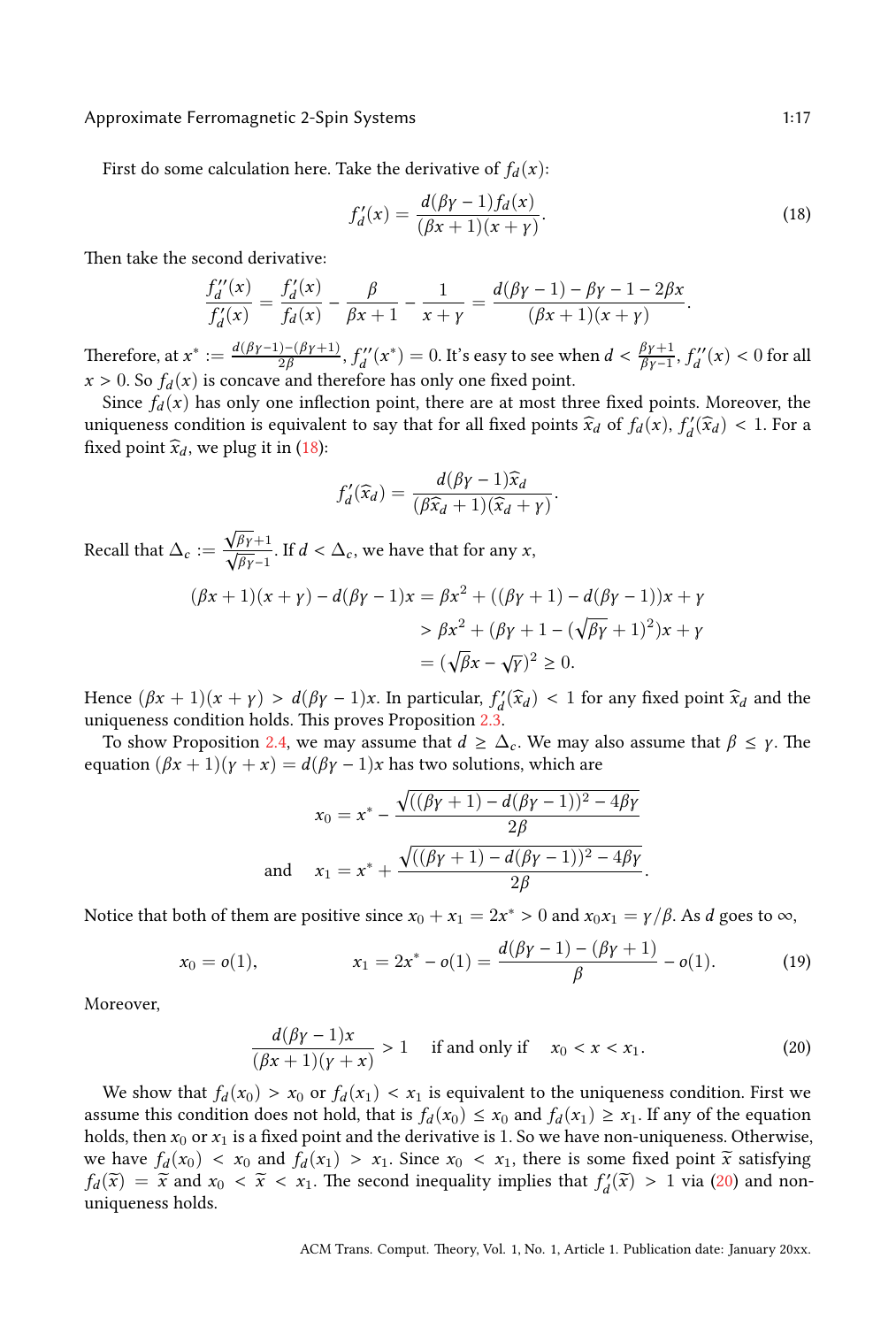First do some calculation here. Take the derivative of $f_d(x)$:

$$f'_d(x) = \frac{d(\beta\gamma - 1)f_d(x)}{(\beta x + 1)(x + \gamma)}. \tag{18}$$

Then take the second derivative:

$$\frac{f''_d(x)}{f'_d(x)} = \frac{f'_d(x)}{f_d(x)} - \frac{\beta}{\beta x + 1} - \frac{1}{x + \gamma} = \frac{d(\beta\gamma - 1) - \beta\gamma - 1 - 2\beta x}{(\beta x + 1)(x + \gamma)}.$$

Therefore, at $x^* := \frac{d(\beta\gamma-1)-(\beta\gamma+1)}{2\beta}$, $f''_d(x^*) = 0$. It's easy to see when $d < \frac{\beta\gamma+1}{\beta\gamma-1}$, $f''_d(x) < 0$ for all $x > 0$. So $f_d(x)$ is concave and therefore has only one fixed point.

Since $f_d(x)$ has only one inflection point, there are at most three fixed points. Moreover, the uniqueness condition is equivalent to say that for all fixed points $\widehat{x}_d$ of $f_d(x)$, $f'_d(\widehat{x}_d) < 1$. For a fixed point $\widehat{x}_d$, we plug it in (18):

$$f'_d(\widehat{x}_d) = \frac{d(\beta\gamma - 1)\widehat{x}_d}{(\beta\widehat{x}_d + 1)(\widehat{x}_d + \gamma)}.$$

Recall that $\Delta_c := \frac{\sqrt{\beta\gamma}+1}{\sqrt{\beta\gamma}-1}$. If $d < \Delta_c$, we have that for any $x$,

$$\begin{aligned}
(\beta x + 1)(x + \gamma) - d(\beta\gamma - 1)x &= \beta x^2 + ((\beta\gamma + 1) - d(\beta\gamma - 1))x + \gamma \\
&> \beta x^2 + (\beta\gamma + 1 - (\sqrt{\beta\gamma} + 1)^2)x + \gamma \\
&= (\sqrt{\beta}x - \sqrt{\gamma})^2 \geq 0.
\end{aligned}$$

Hence $(\beta x + 1)(x + \gamma) > d(\beta\gamma - 1)x$. In particular, $f'_d(\widehat{x}_d) < 1$ for any fixed point $\widehat{x}_d$ and the uniqueness condition holds. This proves Proposition 2.3.

To show Proposition 2.4, we may assume that $d \geq \Delta_c$. We may also assume that $\beta \leq \gamma$. The equation $(\beta x + 1)(\gamma + x) = d(\beta\gamma - 1)x$ has two solutions, which are

$$x_0 = x^* - \frac{\sqrt{((\beta\gamma + 1) - d(\beta\gamma - 1))^2 - 4\beta\gamma}}{2\beta}$$

$$\text{and} \quad x_1 = x^* + \frac{\sqrt{((\beta\gamma + 1) - d(\beta\gamma - 1))^2 - 4\beta\gamma}}{2\beta}.$$

Notice that both of them are positive since $x_0 + x_1 = 2x^* > 0$ and $x_0 x_1 = \gamma/\beta$. As $d$ goes to $\infty$,

$$x_0 = o(1), \qquad x_1 = 2x^* - o(1) = \frac{d(\beta\gamma - 1) - (\beta\gamma + 1)}{\beta} - o(1). \tag{19}$$

Moreover,

$$\frac{d(\beta\gamma - 1)x}{(\beta x + 1)(\gamma + x)} > 1 \quad \text{if and only if} \quad x_0 < x < x_1. \tag{20}$$

We show that $f_d(x_0) > x_0$ or $f_d(x_1) < x_1$ is equivalent to the uniqueness condition. First we assume this condition does not hold, that is $f_d(x_0) \leq x_0$ and $f_d(x_1) \geq x_1$. If any of the equation holds, then $x_0$ or $x_1$ is a fixed point and the derivative is 1. So we have non-uniqueness. Otherwise, we have $f_d(x_0) < x_0$ and $f_d(x_1) > x_1$. Since $x_0 < x_1$, there is some fixed point $\widetilde{x}$ satisfying $f_d(\widetilde{x}) = \widetilde{x}$ and $x_0 < \widetilde{x} < x_1$. The second inequality implies that $f'_d(\widetilde{x}) > 1$ via (20) and non-uniqueness holds.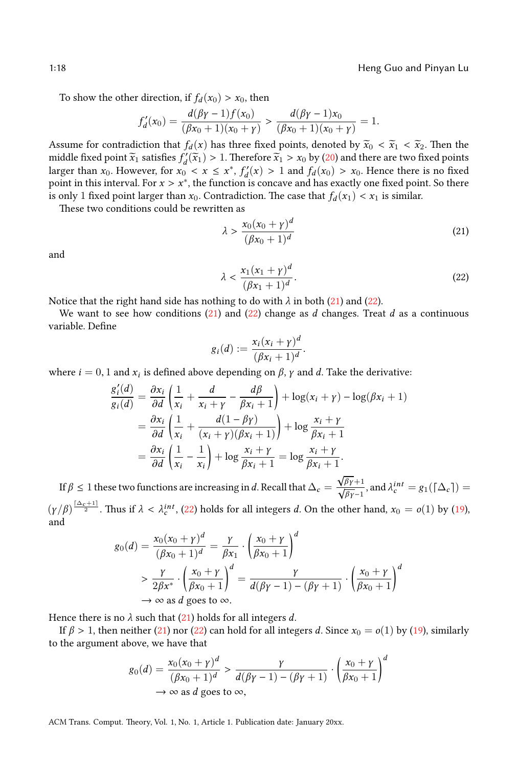To show the other direction, if $f_d(x_0) > x_0$, then

$$f_d'(x_0) = \frac{d(\beta\gamma - 1)f(x_0)}{(\beta x_0 + 1)(x_0 + \gamma)} > \frac{d(\beta\gamma - 1)x_0}{(\beta x_0 + 1)(x_0 + \gamma)} = 1.$$

Assume for contradiction that $f_d(x)$ has three fixed points, denoted by $\widetilde{x}_0 < \widetilde{x}_1 < \widetilde{x}_2$. Then the middle fixed point $\widetilde{x}_1$ satisfies $f_d'(\widetilde{x}_1) > 1$. Therefore $\widetilde{x}_1 > x_0$ by (20) and there are two fixed points larger than $x_0$. However, for $x_0 < x \le x^*$, $f_d'(x) > 1$ and $f_d(x_0) > x_0$. Hence there is no fixed point in this interval. For $x > x^*$, the function is concave and has exactly one fixed point. So there is only 1 fixed point larger than $x_0$. Contradiction. The case that $f_d(x_1) < x_1$ is similar.

These two conditions could be rewritten as

$$\lambda > \frac{x_0(x_0 + \gamma)^d}{(\beta x_0 + 1)^d} \tag{21}$$

and

$$\lambda < \frac{x_1(x_1 + \gamma)^d}{(\beta x_1 + 1)^d}. \tag{22}$$

Notice that the right hand side has nothing to do with $\lambda$ in both (21) and (22).

We want to see how conditions (21) and (22) change as $d$ changes. Treat $d$ as a continuous variable. Define

$$g_i(d) := \frac{x_i(x_i + \gamma)^d}{(\beta x_i + 1)^d}.$$

where $i = 0, 1$ and $x_i$ is defined above depending on $\beta$, $\gamma$ and $d$. Take the derivative:

$$\begin{aligned}
\frac{g_i'(d)}{g_i(d)} &= \frac{\partial x_i}{\partial d}\left(\frac{1}{x_i} + \frac{d}{x_i + \gamma} - \frac{d\beta}{\beta x_i + 1}\right) + \log(x_i + \gamma) - \log(\beta x_i + 1) \\
&= \frac{\partial x_i}{\partial d}\left(\frac{1}{x_i} + \frac{d(1 - \beta\gamma)}{(x_i + \gamma)(\beta x_i + 1)}\right) + \log\frac{x_i + \gamma}{\beta x_i + 1} \\
&= \frac{\partial x_i}{\partial d}\left(\frac{1}{x_i} - \frac{1}{x_i}\right) + \log\frac{x_i + \gamma}{\beta x_i + 1} = \log\frac{x_i + \gamma}{\beta x_i + 1}.
\end{aligned}$$

If $\beta \le 1$ these two functions are increasing in $d$. Recall that $\Delta_c = \frac{\sqrt{\beta\gamma}+1}{\sqrt{\beta\gamma}-1}$, and $\lambda_c^{int} = g_1(\lceil \Delta_c \rceil) = (\gamma/\beta)^{\frac{\lceil \Delta_c + 1 \rceil}{2}}$. Thus if $\lambda < \lambda_c^{int}$, (22) holds for all integers $d$. On the other hand, $x_0 = o(1)$ by (19), and

$$\begin{aligned}
g_0(d) &= \frac{x_0(x_0 + \gamma)^d}{(\beta x_0 + 1)^d} = \frac{\gamma}{\beta x_1} \cdot \left(\frac{x_0 + \gamma}{\beta x_0 + 1}\right)^d \\
&> \frac{\gamma}{2\beta x^*} \cdot \left(\frac{x_0 + \gamma}{\beta x_0 + 1}\right)^d = \frac{\gamma}{d(\beta\gamma - 1) - (\beta\gamma + 1)} \cdot \left(\frac{x_0 + \gamma}{\beta x_0 + 1}\right)^d \\
&\to \infty \text{ as } d \text{ goes to } \infty.
\end{aligned}$$

Hence there is no $\lambda$ such that (21) holds for all integers $d$.

If $\beta > 1$, then neither (21) nor (22) can hold for all integers $d$. Since $x_0 = o(1)$ by (19), similarly to the argument above, we have that

$$\begin{aligned}
g_0(d) = \frac{x_0(x_0 + \gamma)^d}{(\beta x_0 + 1)^d} &> \frac{\gamma}{d(\beta\gamma - 1) - (\beta\gamma + 1)} \cdot \left(\frac{x_0 + \gamma}{\beta x_0 + 1}\right)^d \\
&\to \infty \text{ as } d \text{ goes to } \infty,
\end{aligned}$$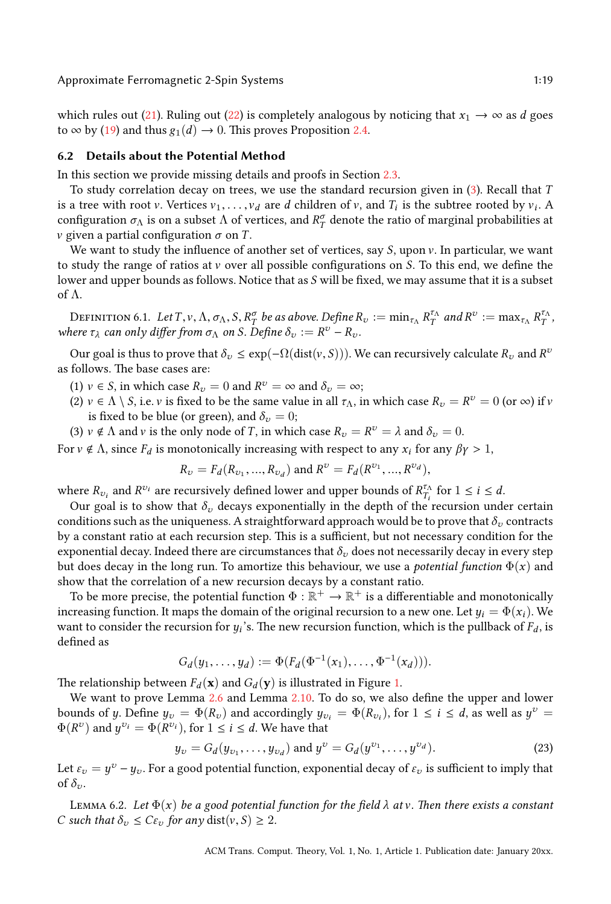which rules out (21). Ruling out (22) is completely analogous by noticing that $x_1 \to \infty$ as $d$ goes to $\infty$ by (19) and thus $g_1(d) \to 0$. This proves Proposition 2.4.

### 6.2 Details about the Potential Method

In this section we provide missing details and proofs in Section 2.3.

To study correlation decay on trees, we use the standard recursion given in (3). Recall that $T$ is a tree with root $v$. Vertices $v_1, \ldots, v_d$ are $d$ children of $v$, and $T_i$ is the subtree rooted by $v_i$. A configuration $\sigma_\Lambda$ is on a subset $\Lambda$ of vertices, and $R_T^\sigma$ denote the ratio of marginal probabilities at $v$ given a partial configuration $\sigma$ on $T$.

We want to study the influence of another set of vertices, say $S$, upon $v$. In particular, we want to study the range of ratios at $v$ over all possible configurations on $S$. To this end, we define the lower and upper bounds as follows. Notice that as $S$ will be fixed, we may assume that it is a subset of $\Lambda$.

Definition 6.1. *Let $T, v, \Lambda, \sigma_\Lambda, S, R_T^\sigma$ be as above. Define $R_v := \min_{\tau_\Lambda} R_T^{\tau_\Lambda}$ and $R^v := \max_{\tau_\Lambda} R_T^{\tau_\Lambda}$, where $\tau_\lambda$ can only differ from $\sigma_\Lambda$ on $S$. Define $\delta_v := R^v - R_v$.*

Our goal is thus to prove that $\delta_v \leq \exp(-\Omega(\mathrm{dist}(v, S)))$. We can recursively calculate $R_v$ and $R^v$ as follows. The base cases are:

1. $v \in S$, in which case $R_v = 0$ and $R^v = \infty$ and $\delta_v = \infty$;
2. $v \in \Lambda \setminus S$, i.e. $v$ is fixed to be the same value in all $\tau_\Lambda$, in which case $R_v = R^v = 0$ (or $\infty$) if $v$ is fixed to be blue (or green), and $\delta_v = 0$;
3. $v \notin \Lambda$ and $v$ is the only node of $T$, in which case $R_v = R^v = \lambda$ and $\delta_v = 0$.

For $v \notin \Lambda$, since $F_d$ is monotonically increasing with respect to any $x_i$ for any $\beta\gamma > 1$,

$$R_v = F_d(R_{v_1}, ..., R_{v_d}) \text{ and } R^v = F_d(R^{v_1}, ..., R^{v_d}),$$

where $R_{v_i}$ and $R^{v_i}$ are recursively defined lower and upper bounds of $R_{T_i}^{\tau_\Lambda}$ for $1 \leq i \leq d$.

Our goal is to show that $\delta_v$ decays exponentially in the depth of the recursion under certain conditions such as the uniqueness. A straightforward approach would be to prove that $\delta_v$ contracts by a constant ratio at each recursion step. This is a sufficient, but not necessary condition for the exponential decay. Indeed there are circumstances that $\delta_v$ does not necessarily decay in every step but does decay in the long run. To amortize this behaviour, we use a *potential function* $\Phi(x)$ and show that the correlation of a new recursion decays by a constant ratio.

To be more precise, the potential function $\Phi : \mathbb{R}^+ \to \mathbb{R}^+$ is a differentiable and monotonically increasing function. It maps the domain of the original recursion to a new one. Let $y_i = \Phi(x_i)$. We want to consider the recursion for $y_i$'s. The new recursion function, which is the pullback of $F_d$, is defined as

$$G_d(y_1, \ldots, y_d) := \Phi(F_d(\Phi^{-1}(x_1), \ldots, \Phi^{-1}(x_d))).$$

The relationship between $F_d(\mathbf{x})$ and $G_d(\mathbf{y})$ is illustrated in Figure 1.

We want to prove Lemma 2.6 and Lemma 2.10. To do so, we also define the upper and lower bounds of $y$. Define $y_v = \Phi(R_v)$ and accordingly $y_{v_i} = \Phi(R_{v_i})$, for $1 \leq i \leq d$, as well as $y^v = \Phi(R^v)$ and $y^{v_i} = \Phi(R^{v_i})$, for $1 \leq i \leq d$. We have that

$$y_v = G_d(y_{v_1}, \ldots, y_{v_d}) \text{ and } y^v = G_d(y^{v_1}, \ldots, y^{v_d}). \tag{23}$$

Let $\varepsilon_v = y^v - y_v$. For a good potential function, exponential decay of $\varepsilon_v$ is sufficient to imply that of $\delta_v$.

Lemma 6.2. *Let $\Phi(x)$ be a good potential function for the field $\lambda$ at $v$. Then there exists a constant $C$ such that $\delta_v \leq C\varepsilon_v$ for any $\mathrm{dist}(v, S) \geq 2$.*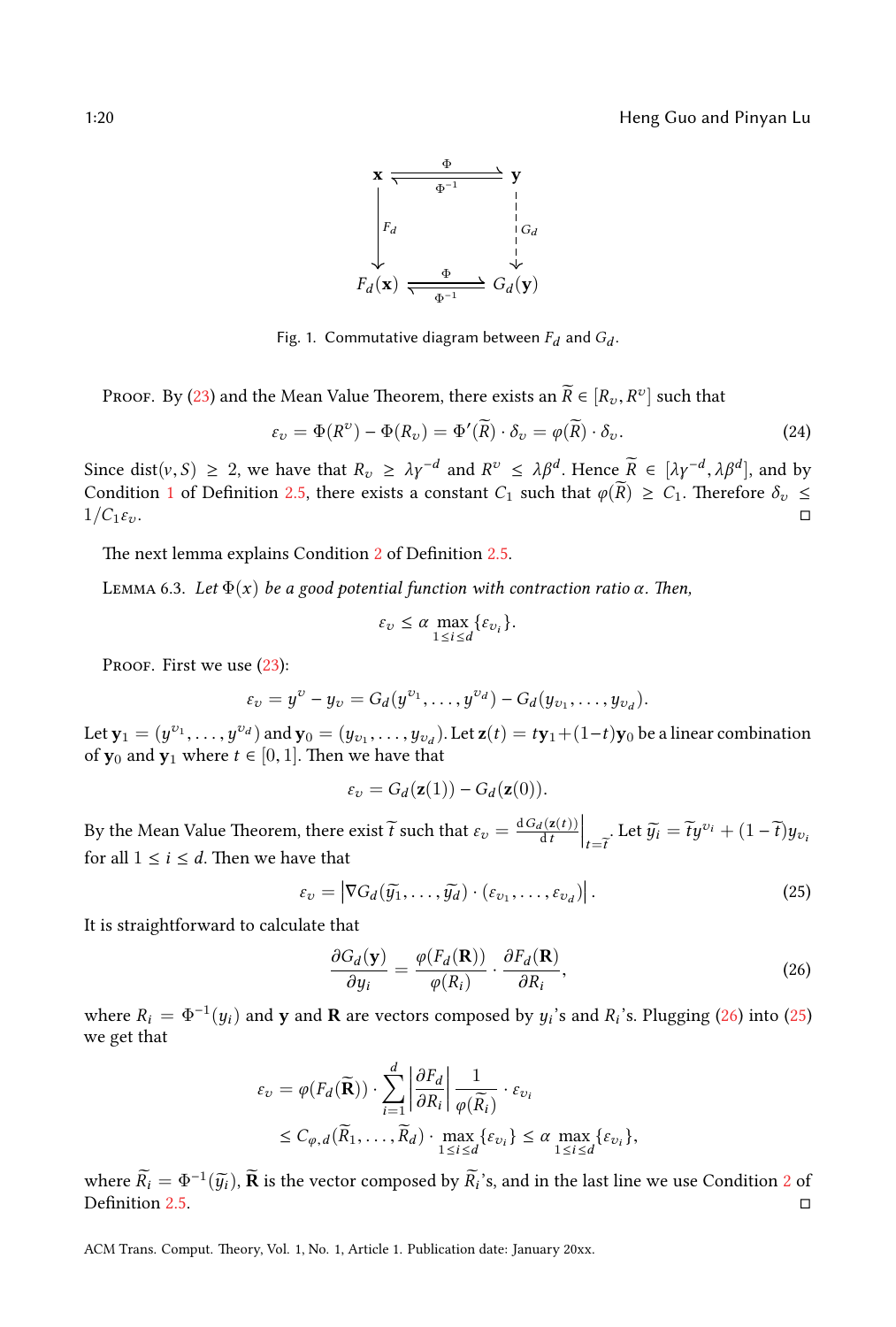$$
\begin{array}{ccc}
\mathbf{x} & \underset{\Phi^{-1}}{\overset{\Phi}{\rightleftharpoons}} & \mathbf{y} \\
\downarrow F_d & & \downarrow G_d \\
F_d(\mathbf{x}) & \underset{\Phi^{-1}}{\overset{\Phi}{\rightleftharpoons}} & G_d(\mathbf{y})
\end{array}
$$

Fig. 1. Commutative diagram between $F_d$ and $G_d$.

Proof. By (23) and the Mean Value Theorem, there exists an $\widetilde{R} \in [R_v, R^v]$ such that

$$
\varepsilon_v = \Phi(R^v) - \Phi(R_v) = \Phi'(\widetilde{R}) \cdot \delta_v = \varphi(\widetilde{R}) \cdot \delta_v. \tag{24}
$$

Since $\text{dist}(v, S) \geq 2$, we have that $R_v \geq \lambda\gamma^{-d}$ and $R^v \leq \lambda\beta^d$. Hence $\widetilde{R} \in [\lambda\gamma^{-d}, \lambda\beta^d]$, and by Condition 1 of Definition 2.5, there exists a constant $C_1$ such that $\varphi(\widetilde{R}) \geq C_1$. Therefore $\delta_v \leq 1/C_1\varepsilon_v$. ◻

The next lemma explains Condition 2 of Definition 2.5.

Lemma 6.3. *Let $\Phi(x)$ be a good potential function with contraction ratio $\alpha$. Then,*

$$
\varepsilon_v \leq \alpha \max_{1 \leq i \leq d} \{\varepsilon_{v_i}\}.
$$

Proof. First we use (23):

$$
\varepsilon_v = y^v - y_v = G_d(y^{v_1}, \ldots, y^{v_d}) - G_d(y_{v_1}, \ldots, y_{v_d}).
$$

Let $\mathbf{y}_1 = (y^{v_1}, \ldots, y^{v_d})$ and $\mathbf{y}_0 = (y_{v_1}, \ldots, y_{v_d})$. Let $\mathbf{z}(t) = t\mathbf{y}_1 + (1-t)\mathbf{y}_0$ be a linear combination of $\mathbf{y}_0$ and $\mathbf{y}_1$ where $t \in [0, 1]$. Then we have that

$$
\varepsilon_v = G_d(\mathbf{z}(1)) - G_d(\mathbf{z}(0)).
$$

By the Mean Value Theorem, there exist $\widetilde{t}$ such that $\varepsilon_v = \left.\frac{\mathrm{d}\, G_d(\mathbf{z}(t))}{\mathrm{d}\, t}\right|_{t=\widetilde{t}}$. Let $\widetilde{y_i} = \widetilde{t} y^{v_i} + (1-\widetilde{t}) y_{v_i}$ for all $1 \leq i \leq d$. Then we have that

$$
\varepsilon_v = \left|\nabla G_d(\widetilde{y_1}, \ldots, \widetilde{y_d}) \cdot (\varepsilon_{v_1}, \ldots, \varepsilon_{v_d})\right|. \tag{25}
$$

It is straightforward to calculate that

$$
\frac{\partial G_d(\mathbf{y})}{\partial y_i} = \frac{\varphi(F_d(\mathbf{R}))}{\varphi(R_i)} \cdot \frac{\partial F_d(\mathbf{R})}{\partial R_i}, \tag{26}
$$

where $R_i = \Phi^{-1}(y_i)$ and $\mathbf{y}$ and $\mathbf{R}$ are vectors composed by $y_i$'s and $R_i$'s. Plugging (26) into (25) we get that

$$
\begin{aligned}
\varepsilon_v &= \varphi(F_d(\widetilde{\mathbf{R}})) \cdot \sum_{i=1}^{d} \left|\frac{\partial F_d}{\partial R_i}\right| \frac{1}{\varphi(\widetilde{R}_i)} \cdot \varepsilon_{v_i} \\
&\leq C_{\varphi,d}(\widetilde{R}_1, \ldots, \widetilde{R}_d) \cdot \max_{1 \leq i \leq d} \{\varepsilon_{v_i}\} \leq \alpha \max_{1 \leq i \leq d} \{\varepsilon_{v_i}\},
\end{aligned}
$$

where $\widetilde{R}_i = \Phi^{-1}(\widetilde{y}_i)$, $\widetilde{\mathbf{R}}$ is the vector composed by $\widetilde{R}_i$'s, and in the last line we use Condition 2 of Definition 2.5. ◻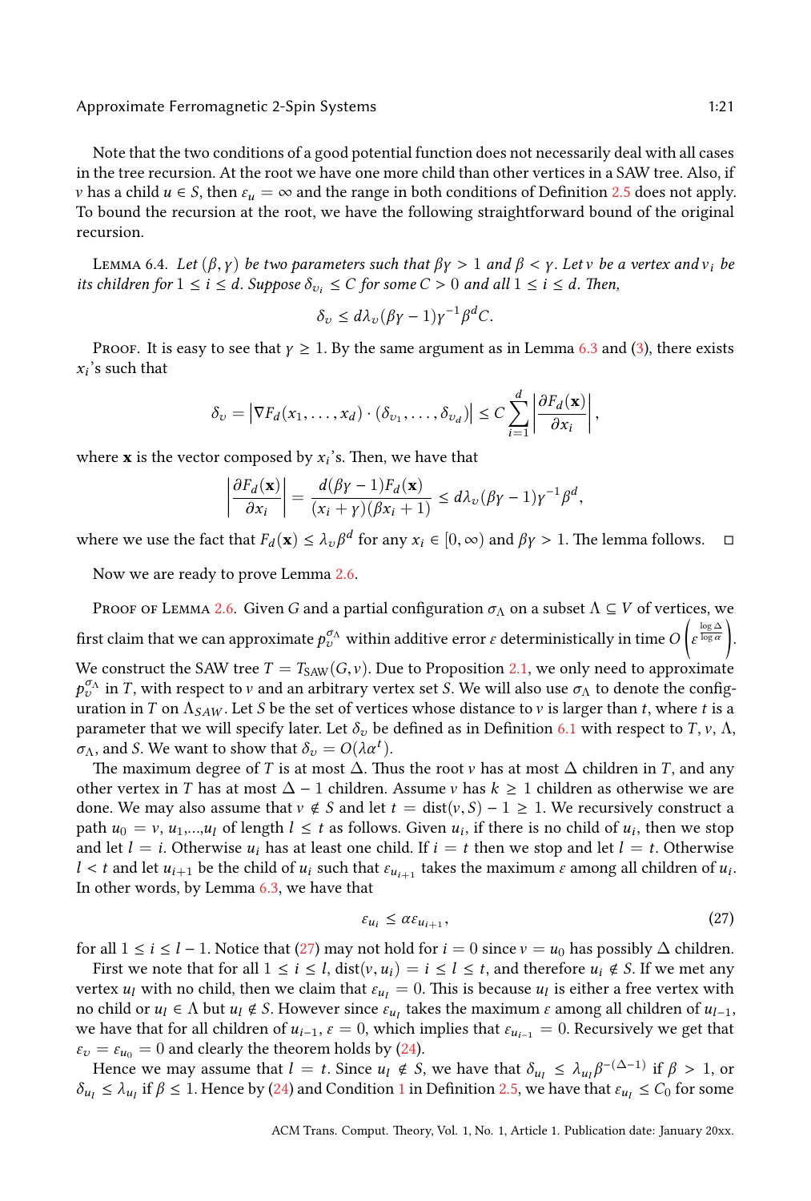Note that the two conditions of a good potential function does not necessarily deal with all cases in the tree recursion. At the root we have one more child than other vertices in a SAW tree. Also, if $v$ has a child $u \in S$, then $\varepsilon_u = \infty$ and the range in both conditions of Definition 2.5 does not apply. To bound the recursion at the root, we have the following straightforward bound of the original recursion.

Lemma 6.4. *Let $(\beta, \gamma)$ be two parameters such that $\beta\gamma > 1$ and $\beta < \gamma$. Let $v$ be a vertex and $v_i$ be its children for $1 \le i \le d$. Suppose $\delta_{v_i} \le C$ for some $C > 0$ and all $1 \le i \le d$. Then,*

$$\delta_v \le d\lambda_v(\beta\gamma - 1)\gamma^{-1}\beta^d C.$$

Proof. It is easy to see that $\gamma \ge 1$. By the same argument as in Lemma 6.3 and (3), there exists $x_i$'s such that

$$\delta_v = \left|\nabla F_d(x_1, \dots, x_d) \cdot (\delta_{v_1}, \dots, \delta_{v_d})\right| \le C \sum_{i=1}^{d} \left|\frac{\partial F_d(\mathbf{x})}{\partial x_i}\right|,$$

where $\mathbf{x}$ is the vector composed by $x_i$'s. Then, we have that

$$\left|\frac{\partial F_d(\mathbf{x})}{\partial x_i}\right| = \frac{d(\beta\gamma - 1)F_d(\mathbf{x})}{(x_i + \gamma)(\beta x_i + 1)} \le d\lambda_v(\beta\gamma - 1)\gamma^{-1}\beta^d,$$

where we use the fact that $F_d(\mathbf{x}) \le \lambda_v \beta^d$ for any $x_i \in [0, \infty)$ and $\beta\gamma > 1$. The lemma follows. $\square$

Now we are ready to prove Lemma 2.6.

Proof of Lemma 2.6. Given $G$ and a partial configuration $\sigma_\Lambda$ on a subset $\Lambda \subseteq V$ of vertices, we first claim that we can approximate $p_v^{\sigma_\Lambda}$ within additive error $\varepsilon$ deterministically in time $O\left(\varepsilon^{\frac{\log \Delta}{\log \alpha}}\right)$. We construct the SAW tree $T = T_{\text{SAW}}(G, v)$. Due to Proposition 2.1, we only need to approximate $p_v^{\sigma_\Lambda}$ in $T$, with respect to $v$ and an arbitrary vertex set $S$. We will also use $\sigma_\Lambda$ to denote the configuration in $T$ on $\Lambda_{SAW}$. Let $S$ be the set of vertices whose distance to $v$ is larger than $t$, where $t$ is a parameter that we will specify later. Let $\delta_v$ be defined as in Definition 6.1 with respect to $T$, $v$, $\Lambda$, $\sigma_\Lambda$, and $S$. We want to show that $\delta_v = O(\lambda\alpha^t)$.

The maximum degree of $T$ is at most $\Delta$. Thus the root $v$ has at most $\Delta$ children in $T$, and any other vertex in $T$ has at most $\Delta - 1$ children. Assume $v$ has $k \ge 1$ children as otherwise we are done. We may also assume that $v \notin S$ and let $t = \text{dist}(v, S) - 1 \ge 1$. We recursively construct a path $u_0 = v, u_1, \dots, u_l$ of length $l \le t$ as follows. Given $u_i$, if there is no child of $u_i$, then we stop and let $l = i$. Otherwise $u_i$ has at least one child. If $i = t$ then we stop and let $l = t$. Otherwise $l < t$ and let $u_{i+1}$ be the child of $u_i$ such that $\varepsilon_{u_{i+1}}$ takes the maximum $\varepsilon$ among all children of $u_i$. In other words, by Lemma 6.3, we have that

$$\varepsilon_{u_i} \le \alpha\varepsilon_{u_{i+1}}, \tag{27}$$

for all $1 \le i \le l - 1$. Notice that (27) may not hold for $i = 0$ since $v = u_0$ has possibly $\Delta$ children.

First we note that for all $1 \le i \le l$, $\text{dist}(v, u_i) = i \le l \le t$, and therefore $u_i \notin S$. If we met any vertex $u_l$ with no child, then we claim that $\varepsilon_{u_l} = 0$. This is because $u_l$ is either a free vertex with no child or $u_l \in \Lambda$ but $u_l \notin S$. However since $\varepsilon_{u_l}$ takes the maximum $\varepsilon$ among all children of $u_{l-1}$, we have that for all children of $u_{i-1}$, $\varepsilon = 0$, which implies that $\varepsilon_{u_{i-1}} = 0$. Recursively we get that $\varepsilon_v = \varepsilon_{u_0} = 0$ and clearly the theorem holds by (24).

Hence we may assume that $l = t$. Since $u_l \notin S$, we have that $\delta_{u_l} \le \lambda_{u_l}\beta^{-(\Delta-1)}$ if $\beta > 1$, or $\delta_{u_l} \le \lambda_{u_l}$ if $\beta \le 1$. Hence by (24) and Condition 1 in Definition 2.5, we have that $\varepsilon_{u_l} \le C_0$ for some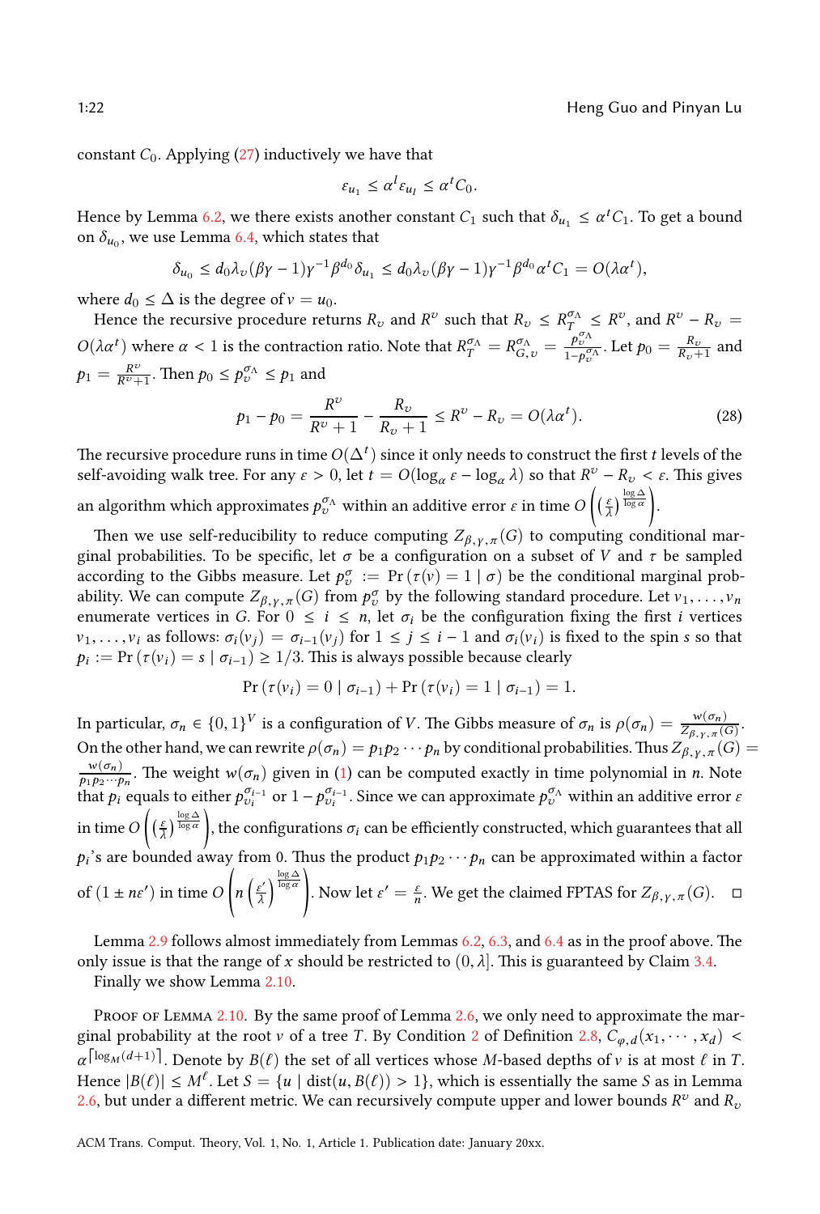constant $C_0$. Applying (27) inductively we have that

$$\varepsilon_{u_1} \leq \alpha^l \varepsilon_{u_l} \leq \alpha^t C_0.$$

Hence by Lemma 6.2, we there exists another constant $C_1$ such that $\delta_{u_1} \leq \alpha^t C_1$. To get a bound on $\delta_{u_0}$, we use Lemma 6.4, which states that

$$\delta_{u_0} \leq d_0 \lambda_v (\beta\gamma - 1)\gamma^{-1}\beta^{d_0}\delta_{u_1} \leq d_0 \lambda_v (\beta\gamma - 1)\gamma^{-1}\beta^{d_0}\alpha^t C_1 = O(\lambda\alpha^t),$$

where $d_0 \leq \Delta$ is the degree of $v = u_0$.

Hence the recursive procedure returns $R_v$ and $R^v$ such that $R_v \leq R_T^{\sigma_\Lambda} \leq R^v$, and $R^v - R_v = O(\lambda\alpha^t)$ where $\alpha < 1$ is the contraction ratio. Note that $R_T^{\sigma_\Lambda} = R_{G,v}^{\sigma_\Lambda} = \frac{p_v^{\sigma_\Lambda}}{1-p_v^{\sigma_\Lambda}}$. Let $p_0 = \frac{R_v}{R_v+1}$ and $p_1 = \frac{R^v}{R^v+1}$. Then $p_0 \leq p_v^{\sigma_\Lambda} \leq p_1$ and

$$p_1 - p_0 = \frac{R^v}{R^v+1} - \frac{R_v}{R_v+1} \leq R^v - R_v = O(\lambda\alpha^t). \tag{28}$$

The recursive procedure runs in time $O(\Delta^t)$ since it only needs to construct the first $t$ levels of the self-avoiding walk tree. For any $\varepsilon > 0$, let $t = O(\log_\alpha \varepsilon - \log_\alpha \lambda)$ so that $R^v - R_v < \varepsilon$. This gives an algorithm which approximates $p_v^{\sigma_\Lambda}$ within an additive error $\varepsilon$ in time $O\left(\left(\frac{\varepsilon}{\lambda}\right)^{\frac{\log\Delta}{\log\alpha}}\right)$.

Then we use self-reducibility to reduce computing $Z_{\beta,\gamma,\pi}(G)$ to computing conditional marginal probabilities. To be specific, let $\sigma$ be a configuration on a subset of $V$ and $\tau$ be sampled according to the Gibbs measure. Let $p_v^\sigma := \Pr(\tau(v) = 1 \mid \sigma)$ be the conditional marginal probability. We can compute $Z_{\beta,\gamma,\pi}(G)$ from $p_v^\sigma$ by the following standard procedure. Let $v_1, \ldots, v_n$ enumerate vertices in $G$. For $0 \leq i \leq n$, let $\sigma_i$ be the configuration fixing the first $i$ vertices $v_1, \ldots, v_i$ as follows: $\sigma_i(v_j) = \sigma_{i-1}(v_j)$ for $1 \leq j \leq i-1$ and $\sigma_i(v_i)$ is fixed to the spin $s$ so that $p_i := \Pr(\tau(v_i) = s \mid \sigma_{i-1}) \geq 1/3$. This is always possible because clearly

$$\Pr(\tau(v_i) = 0 \mid \sigma_{i-1}) + \Pr(\tau(v_i) = 1 \mid \sigma_{i-1}) = 1.$$

In particular, $\sigma_n \in \{0,1\}^V$ is a configuration of $V$. The Gibbs measure of $\sigma_n$ is $\rho(\sigma_n) = \frac{w(\sigma_n)}{Z_{\beta,\gamma,\pi}(G)}$. On the other hand, we can rewrite $\rho(\sigma_n) = p_1 p_2 \cdots p_n$ by conditional probabilities. Thus $Z_{\beta,\gamma,\pi}(G) = \frac{w(\sigma_n)}{p_1 p_2 \cdots p_n}$. The weight $w(\sigma_n)$ given in (1) can be computed exactly in time polynomial in $n$. Note that $p_i$ equals to either $p_{v_i}^{\sigma_{i-1}}$ or $1 - p_{v_i}^{\sigma_{i-1}}$. Since we can approximate $p_v^{\sigma_\Lambda}$ within an additive error $\varepsilon$ in time $O\left(\left(\frac{\varepsilon}{\lambda}\right)^{\frac{\log\Delta}{\log\alpha}}\right)$, the configurations $\sigma_i$ can be efficiently constructed, which guarantees that all $p_i$'s are bounded away from 0. Thus the product $p_1 p_2 \cdots p_n$ can be approximated within a factor of $(1 \pm n\varepsilon')$ in time $O\left(n\left(\frac{\varepsilon'}{\lambda}\right)^{\frac{\log\Delta}{\log\alpha}}\right)$. Now let $\varepsilon' = \frac{\varepsilon}{n}$. We get the claimed FPTAS for $Z_{\beta,\gamma,\pi}(G)$. $\square$

Lemma 2.9 follows almost immediately from Lemmas 6.2, 6.3, and 6.4 as in the proof above. The only issue is that the range of $x$ should be restricted to $(0, \lambda]$. This is guaranteed by Claim 3.4.

Finally we show Lemma 2.10.

Proof of Lemma 2.10. By the same proof of Lemma 2.6, we only need to approximate the marginal probability at the root $v$ of a tree $T$. By Condition 2 of Definition 2.8, $C_{\varphi,d}(x_1, \cdots, x_d) < \alpha^{\lceil \log_M(d+1) \rceil}$. Denote by $B(\ell)$ the set of all vertices whose $M$-based depths of $v$ is at most $\ell$ in $T$. Hence $|B(\ell)| \leq M^\ell$. Let $S = \{u \mid \text{dist}(u, B(\ell)) > 1\}$, which is essentially the same $S$ as in Lemma 2.6, but under a different metric. We can recursively compute upper and lower bounds $R^v$ and $R_v$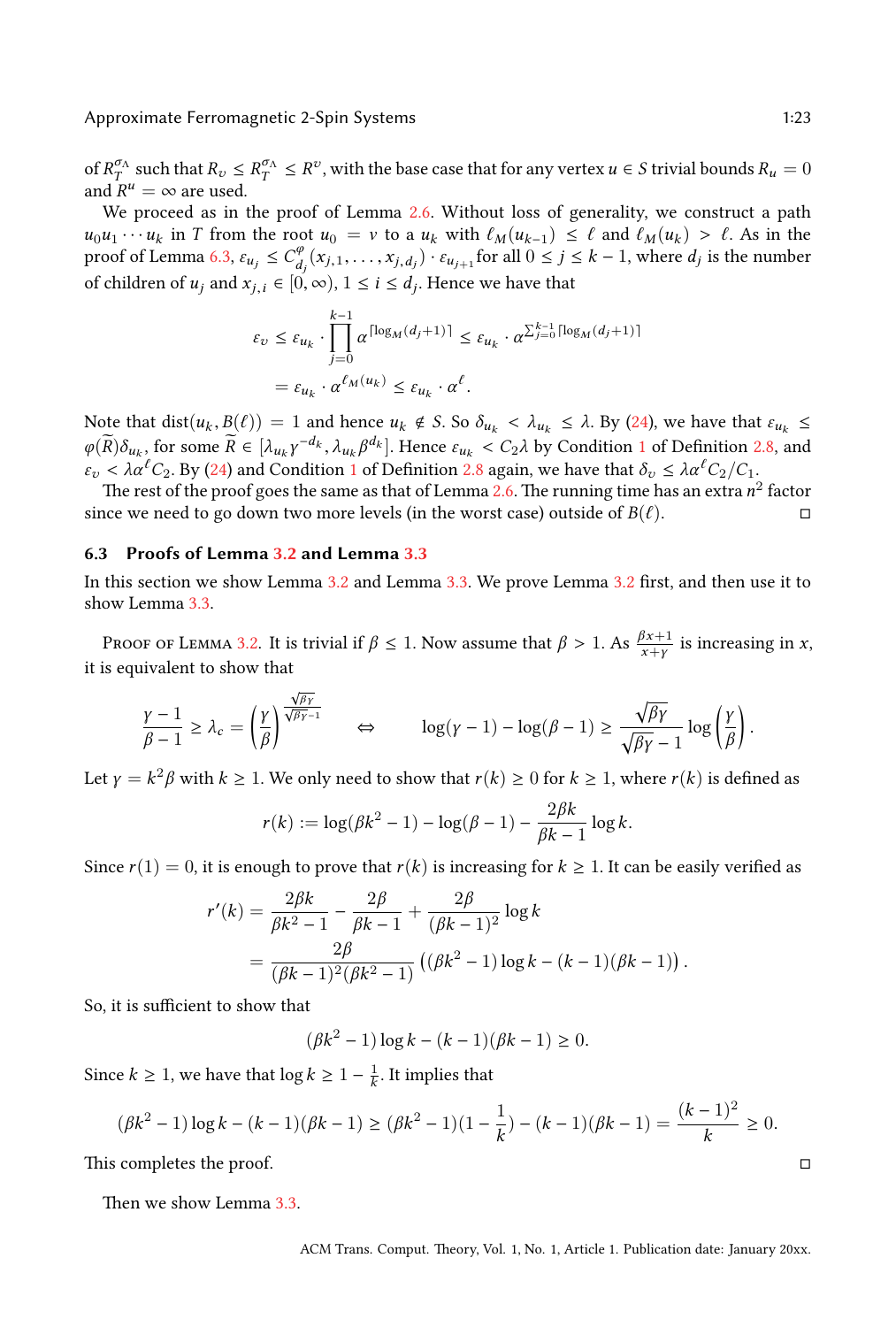of $R_T^{\sigma_\Lambda}$ such that $R_v \le R_T^{\sigma_\Lambda} \le R^v$, with the base case that for any vertex $u \in S$ trivial bounds $R_u = 0$ and $R^u = \infty$ are used.

We proceed as in the proof of Lemma 2.6. Without loss of generality, we construct a path $u_0 u_1 \cdots u_k$ in $T$ from the root $u_0 = v$ to a $u_k$ with $\ell_M(u_{k-1}) \le \ell$ and $\ell_M(u_k) > \ell$. As in the proof of Lemma 6.3, $\varepsilon_{u_j} \le C^{\varphi}_{d_j}(x_{j,1}, \ldots, x_{j,d_j}) \cdot \varepsilon_{u_{j+1}}$ for all $0 \le j \le k-1$, where $d_j$ is the number of children of $u_j$ and $x_{j,i} \in [0, \infty)$, $1 \le i \le d_j$. Hence we have that

$$\varepsilon_v \le \varepsilon_{u_k} \cdot \prod_{j=0}^{k-1} \alpha^{\lceil \log_M(d_j+1) \rceil} \le \varepsilon_{u_k} \cdot \alpha^{\sum_{j=0}^{k-1} \lceil \log_M(d_j+1) \rceil}$$
$$= \varepsilon_{u_k} \cdot \alpha^{\ell_M(u_k)} \le \varepsilon_{u_k} \cdot \alpha^{\ell}.$$

Note that $\mathrm{dist}(u_k, B(\ell)) = 1$ and hence $u_k \notin S$. So $\delta_{u_k} < \lambda_{u_k} \le \lambda$. By (24), we have that $\varepsilon_{u_k} \le \varphi(\widetilde{R})\delta_{u_k}$, for some $\widetilde{R} \in [\lambda_{u_k} \gamma^{-d_k}, \lambda_{u_k} \beta^{d_k}]$. Hence $\varepsilon_{u_k} < C_2 \lambda$ by Condition 1 of Definition 2.8, and $\varepsilon_v < \lambda \alpha^{\ell} C_2$. By (24) and Condition 1 of Definition 2.8 again, we have that $\delta_v \le \lambda \alpha^{\ell} C_2 / C_1$.

The rest of the proof goes the same as that of Lemma 2.6. The running time has an extra $n^2$ factor since we need to go down two more levels (in the worst case) outside of $B(\ell)$. □

### 6.3 Proofs of Lemma 3.2 and Lemma 3.3

In this section we show Lemma 3.2 and Lemma 3.3. We prove Lemma 3.2 first, and then use it to show Lemma 3.3.

Proof of Lemma 3.2. It is trivial if $\beta \le 1$. Now assume that $\beta > 1$. As $\frac{\beta x + 1}{x + \gamma}$ is increasing in $x$, it is equivalent to show that

$$\frac{\gamma - 1}{\beta - 1} \ge \lambda_c = \left(\frac{\gamma}{\beta}\right)^{\frac{\sqrt{\beta\gamma}}{\sqrt{\beta\gamma}-1}} \quad \Leftrightarrow \quad \log(\gamma - 1) - \log(\beta - 1) \ge \frac{\sqrt{\beta\gamma}}{\sqrt{\beta\gamma} - 1} \log\left(\frac{\gamma}{\beta}\right).$$

Let $\gamma = k^2 \beta$ with $k \ge 1$. We only need to show that $r(k) \ge 0$ for $k \ge 1$, where $r(k)$ is defined as

$$r(k) := \log(\beta k^2 - 1) - \log(\beta - 1) - \frac{2\beta k}{\beta k - 1} \log k.$$

Since $r(1) = 0$, it is enough to prove that $r(k)$ is increasing for $k \ge 1$. It can be easily verified as

$$r'(k) = \frac{2\beta k}{\beta k^2 - 1} - \frac{2\beta}{\beta k - 1} + \frac{2\beta}{(\beta k - 1)^2} \log k$$
$$= \frac{2\beta}{(\beta k - 1)^2 (\beta k^2 - 1)} \left( (\beta k^2 - 1) \log k - (k - 1)(\beta k - 1) \right).$$

So, it is sufficient to show that

$$(\beta k^2 - 1) \log k - (k - 1)(\beta k - 1) \ge 0.$$

Since $k \ge 1$, we have that $\log k \ge 1 - \frac{1}{k}$. It implies that

$$(\beta k^2 - 1) \log k - (k - 1)(\beta k - 1) \ge (\beta k^2 - 1)(1 - \frac{1}{k}) - (k - 1)(\beta k - 1) = \frac{(k-1)^2}{k} \ge 0.$$

This completes the proof. □

Then we show Lemma 3.3.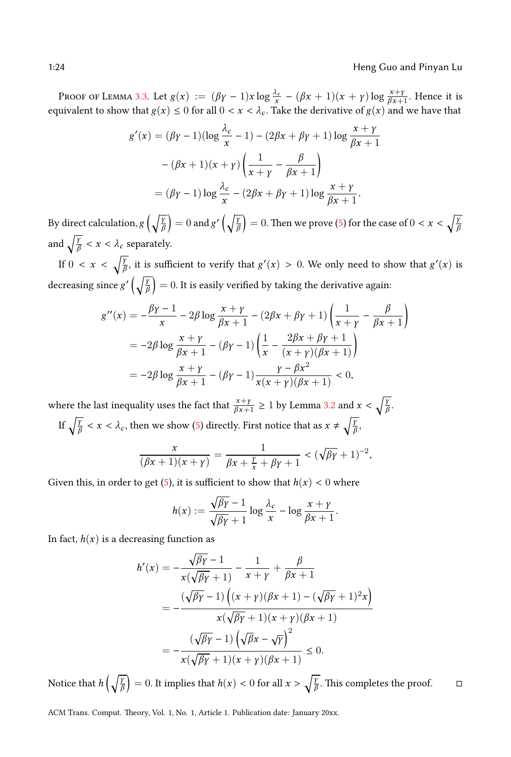Proof of Lemma 3.3. Let $g(x) := (\beta\gamma - 1)x \log \frac{\lambda_c}{x} - (\beta x + 1)(x + \gamma) \log \frac{x+\gamma}{\beta x+1}$. Hence it is equivalent to show that $g(x) \le 0$ for all $0 < x < \lambda_c$. Take the derivative of $g(x)$ and we have that

$$
\begin{aligned}
g'(x) &= (\beta\gamma - 1)(\log \frac{\lambda_c}{x} - 1) - (2\beta x + \beta\gamma + 1) \log \frac{x+\gamma}{\beta x + 1} \\
&\quad - (\beta x + 1)(x + \gamma)\left(\frac{1}{x+\gamma} - \frac{\beta}{\beta x + 1}\right) \\
&= (\beta\gamma - 1) \log \frac{\lambda_c}{x} - (2\beta x + \beta\gamma + 1) \log \frac{x+\gamma}{\beta x + 1}.
\end{aligned}
$$

By direct calculation, $g\left(\sqrt{\frac{\gamma}{\beta}}\right) = 0$ and $g'\left(\sqrt{\frac{\gamma}{\beta}}\right) = 0$. Then we prove (5) for the case of $0 < x < \sqrt{\frac{\gamma}{\beta}}$ and $\sqrt{\frac{\gamma}{\beta}} < x < \lambda_c$ separately.

If $0 < x < \sqrt{\frac{\gamma}{\beta}}$, it is sufficient to verify that $g'(x) > 0$. We only need to show that $g'(x)$ is decreasing since $g'\left(\sqrt{\frac{\gamma}{\beta}}\right) = 0$. It is easily verified by taking the derivative again:

$$
\begin{aligned}
g''(x) &= -\frac{\beta\gamma - 1}{x} - 2\beta \log \frac{x+\gamma}{\beta x + 1} - (2\beta x + \beta\gamma + 1)\left(\frac{1}{x+\gamma} - \frac{\beta}{\beta x + 1}\right) \\
&= -2\beta \log \frac{x+\gamma}{\beta x + 1} - (\beta\gamma - 1)\left(\frac{1}{x} - \frac{2\beta x + \beta\gamma + 1}{(x+\gamma)(\beta x + 1)}\right) \\
&= -2\beta \log \frac{x+\gamma}{\beta x + 1} - (\beta\gamma - 1)\frac{\gamma - \beta x^2}{x(x+\gamma)(\beta x + 1)} < 0,
\end{aligned}
$$

where the last inequality uses the fact that $\frac{x+\gamma}{\beta x+1} \ge 1$ by Lemma 3.2 and $x < \sqrt{\frac{\gamma}{\beta}}$.

If $\sqrt{\frac{\gamma}{\beta}} < x < \lambda_c$, then we show (5) directly. First notice that as $x \neq \sqrt{\frac{\gamma}{\beta}}$,

$$
\frac{x}{(\beta x + 1)(x + \gamma)} = \frac{1}{\beta x + \frac{\gamma}{x} + \beta\gamma + 1} < (\sqrt{\beta\gamma} + 1)^{-2},
$$

Given this, in order to get (5), it is sufficient to show that $h(x) < 0$ where

$$
h(x) := \frac{\sqrt{\beta\gamma} - 1}{\sqrt{\beta\gamma} + 1} \log \frac{\lambda_c}{x} - \log \frac{x+\gamma}{\beta x + 1}.
$$

In fact, $h(x)$ is a decreasing function as

$$
\begin{aligned}
h'(x) &= -\frac{\sqrt{\beta\gamma} - 1}{x(\sqrt{\beta\gamma} + 1)} - \frac{1}{x+\gamma} + \frac{\beta}{\beta x + 1} \\
&= -\frac{(\sqrt{\beta\gamma} - 1)\left((x+\gamma)(\beta x + 1) - (\sqrt{\beta\gamma} + 1)^2 x\right)}{x(\sqrt{\beta\gamma} + 1)(x+\gamma)(\beta x + 1)} \\
&= -\frac{(\sqrt{\beta\gamma} - 1)\left(\sqrt{\beta}x - \sqrt{\gamma}\right)^2}{x(\sqrt{\beta\gamma} + 1)(x+\gamma)(\beta x + 1)} \le 0.
\end{aligned}
$$

Notice that $h\left(\sqrt{\frac{\gamma}{\beta}}\right) = 0$. It implies that $h(x) < 0$ for all $x > \sqrt{\frac{\gamma}{\beta}}$. This completes the proof. □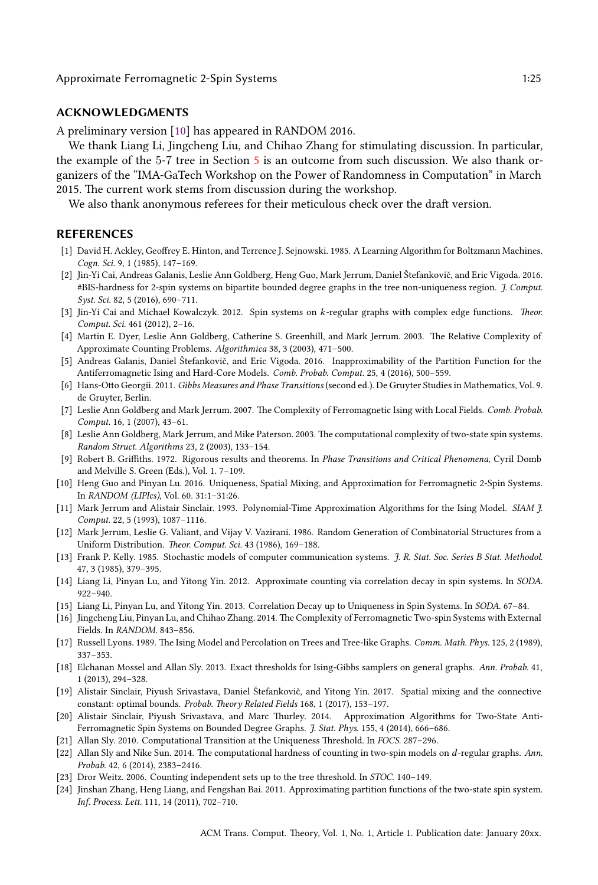## ACKNOWLEDGMENTS

A preliminary version [10] has appeared in RANDOM 2016.

We thank Liang Li, Jingcheng Liu, and Chihao Zhang for stimulating discussion. In particular, the example of the 5-7 tree in Section 5 is an outcome from such discussion. We also thank organizers of the "IMA-GaTech Workshop on the Power of Randomness in Computation" in March 2015. The current work stems from discussion during the workshop.

We also thank anonymous referees for their meticulous check over the draft version.

## REFERENCES

[1] David H. Ackley, Geoffrey E. Hinton, and Terrence J. Sejnowski. 1985. A Learning Algorithm for Boltzmann Machines. *Cogn. Sci.* 9, 1 (1985), 147–169.

[2] Jin-Yi Cai, Andreas Galanis, Leslie Ann Goldberg, Heng Guo, Mark Jerrum, Daniel Štefankovič, and Eric Vigoda. 2016. #BIS-hardness for 2-spin systems on bipartite bounded degree graphs in the tree non-uniqueness region. *J. Comput. Syst. Sci.* 82, 5 (2016), 690–711.

[3] Jin-Yi Cai and Michael Kowalczyk. 2012. Spin systems on $k$-regular graphs with complex edge functions. *Theor. Comput. Sci.* 461 (2012), 2–16.

[4] Martin E. Dyer, Leslie Ann Goldberg, Catherine S. Greenhill, and Mark Jerrum. 2003. The Relative Complexity of Approximate Counting Problems. *Algorithmica* 38, 3 (2003), 471–500.

[5] Andreas Galanis, Daniel Štefankovič, and Eric Vigoda. 2016. Inapproximability of the Partition Function for the Antiferromagnetic Ising and Hard-Core Models. *Comb. Probab. Comput.* 25, 4 (2016), 500–559.

[6] Hans-Otto Georgii. 2011. *Gibbs Measures and Phase Transitions* (second ed.). De Gruyter Studies in Mathematics, Vol. 9. de Gruyter, Berlin.

[7] Leslie Ann Goldberg and Mark Jerrum. 2007. The Complexity of Ferromagnetic Ising with Local Fields. *Comb. Probab. Comput.* 16, 1 (2007), 43–61.

[8] Leslie Ann Goldberg, Mark Jerrum, and Mike Paterson. 2003. The computational complexity of two-state spin systems. *Random Struct. Algorithms* 23, 2 (2003), 133–154.

[9] Robert B. Griffiths. 1972. Rigorous results and theorems. In *Phase Transitions and Critical Phenomena*, Cyril Domb and Melville S. Green (Eds.), Vol. 1. 7–109.

[10] Heng Guo and Pinyan Lu. 2016. Uniqueness, Spatial Mixing, and Approximation for Ferromagnetic 2-Spin Systems. In *RANDOM (LIPIcs)*, Vol. 60. 31:1–31:26.

[11] Mark Jerrum and Alistair Sinclair. 1993. Polynomial-Time Approximation Algorithms for the Ising Model. *SIAM J. Comput.* 22, 5 (1993), 1087–1116.

[12] Mark Jerrum, Leslie G. Valiant, and Vijay V. Vazirani. 1986. Random Generation of Combinatorial Structures from a Uniform Distribution. *Theor. Comput. Sci.* 43 (1986), 169–188.

[13] Frank P. Kelly. 1985. Stochastic models of computer communication systems. *J. R. Stat. Soc. Series B Stat. Methodol.* 47, 3 (1985), 379–395.

[14] Liang Li, Pinyan Lu, and Yitong Yin. 2012. Approximate counting via correlation decay in spin systems. In *SODA*. 922–940.

[15] Liang Li, Pinyan Lu, and Yitong Yin. 2013. Correlation Decay up to Uniqueness in Spin Systems. In *SODA*. 67–84.

[16] Jingcheng Liu, Pinyan Lu, and Chihao Zhang. 2014. The Complexity of Ferromagnetic Two-spin Systems with External Fields. In *RANDOM*. 843–856.

[17] Russell Lyons. 1989. The Ising Model and Percolation on Trees and Tree-like Graphs. *Comm. Math. Phys.* 125, 2 (1989), 337–353.

[18] Elchanan Mossel and Allan Sly. 2013. Exact thresholds for Ising-Gibbs samplers on general graphs. *Ann. Probab.* 41, 1 (2013), 294–328.

[19] Alistair Sinclair, Piyush Srivastava, Daniel Štefankovič, and Yitong Yin. 2017. Spatial mixing and the connective constant: optimal bounds. *Probab. Theory Related Fields* 168, 1 (2017), 153–197.

[20] Alistair Sinclair, Piyush Srivastava, and Marc Thurley. 2014. Approximation Algorithms for Two-State Anti-Ferromagnetic Spin Systems on Bounded Degree Graphs. *J. Stat. Phys.* 155, 4 (2014), 666–686.

[21] Allan Sly. 2010. Computational Transition at the Uniqueness Threshold. In *FOCS*. 287–296.

[22] Allan Sly and Nike Sun. 2014. The computational hardness of counting in two-spin models on $d$-regular graphs. *Ann. Probab.* 42, 6 (2014), 2383–2416.

[23] Dror Weitz. 2006. Counting independent sets up to the tree threshold. In *STOC*. 140–149.

[24] Jinshan Zhang, Heng Liang, and Fengshan Bai. 2011. Approximating partition functions of the two-state spin system. *Inf. Process. Lett.* 111, 14 (2011), 702–710.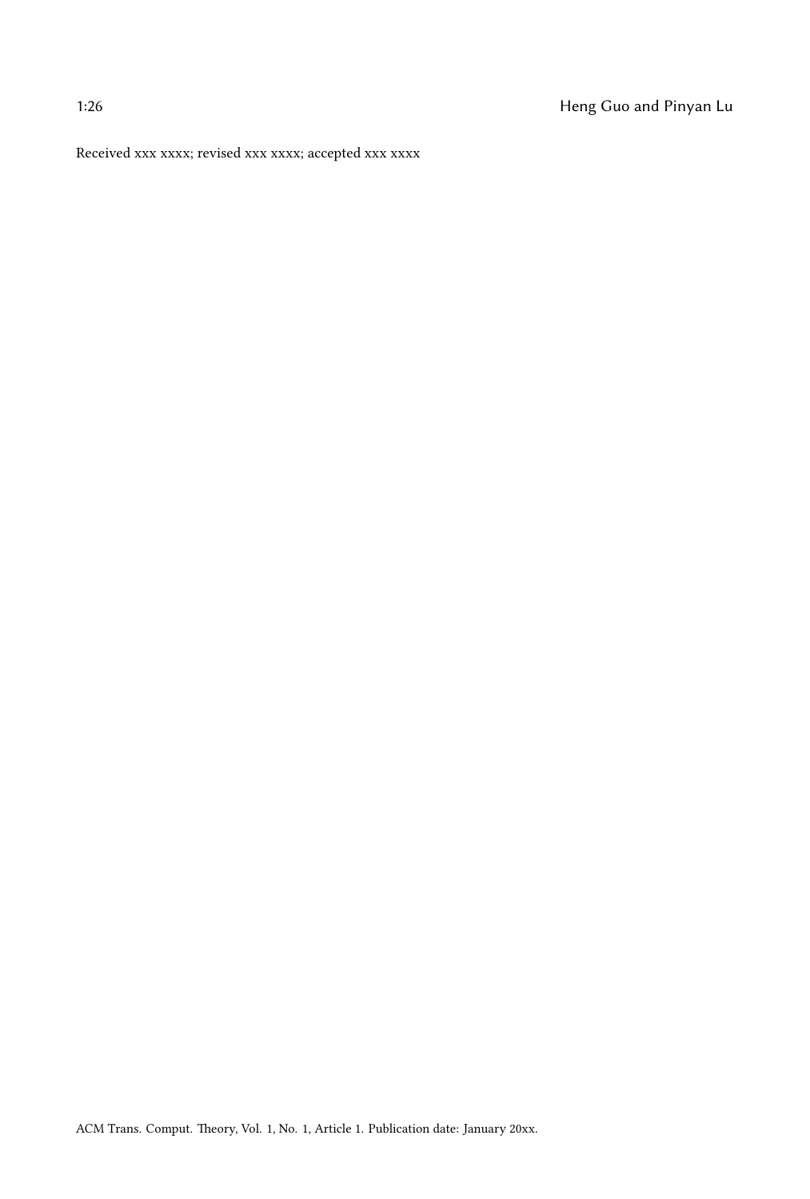Received xxx xxxx; revised xxx xxxx; accepted xxx xxxx